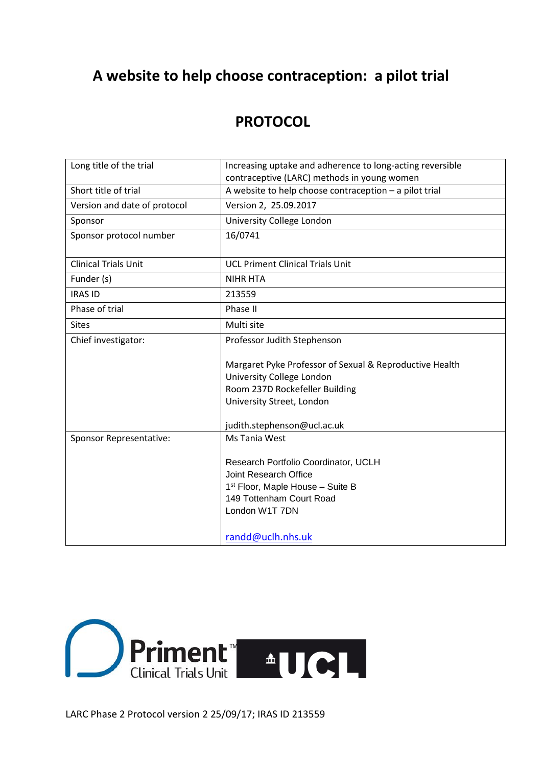# A website to help choose contraception: a pilot trial

## PROTOCOL

| Long title of the trial | Increasing uptake and adherence to long-acting reversible contraceptive (LARC) methods in young women |
|---|---|
| Short title of trial | A website to help choose contraception – a pilot trial |
| Version and date of protocol | Version 2, 25.09.2017 |
| Sponsor | University College London |
| Sponsor protocol number | 16/0741 |
| Clinical Trials Unit | UCL Priment Clinical Trials Unit |
| Funder (s) | NIHR HTA |
| IRAS ID | 213559 |
| Phase of trial | Phase II |
| Sites | Multi site |
| Chief investigator: | Professor Judith Stephenson<br><br>Margaret Pyke Professor of Sexual & Reproductive Health<br>University College London<br>Room 237D Rockefeller Building<br>University Street, London<br><br>judith.stephenson@ucl.ac.uk |
| Sponsor Representative: | Ms Tania West<br><br>Research Portfolio Coordinator, UCLH<br>Joint Research Office<br>1st Floor, Maple House – Suite B<br>149 Tottenham Court Road<br>London W1T 7DN<br><br>randd@uclh.nhs.uk |

Priment™ Clinical Trials Unit UCL

LARC Phase 2 Protocol version 2 25/09/17; IRAS ID 213559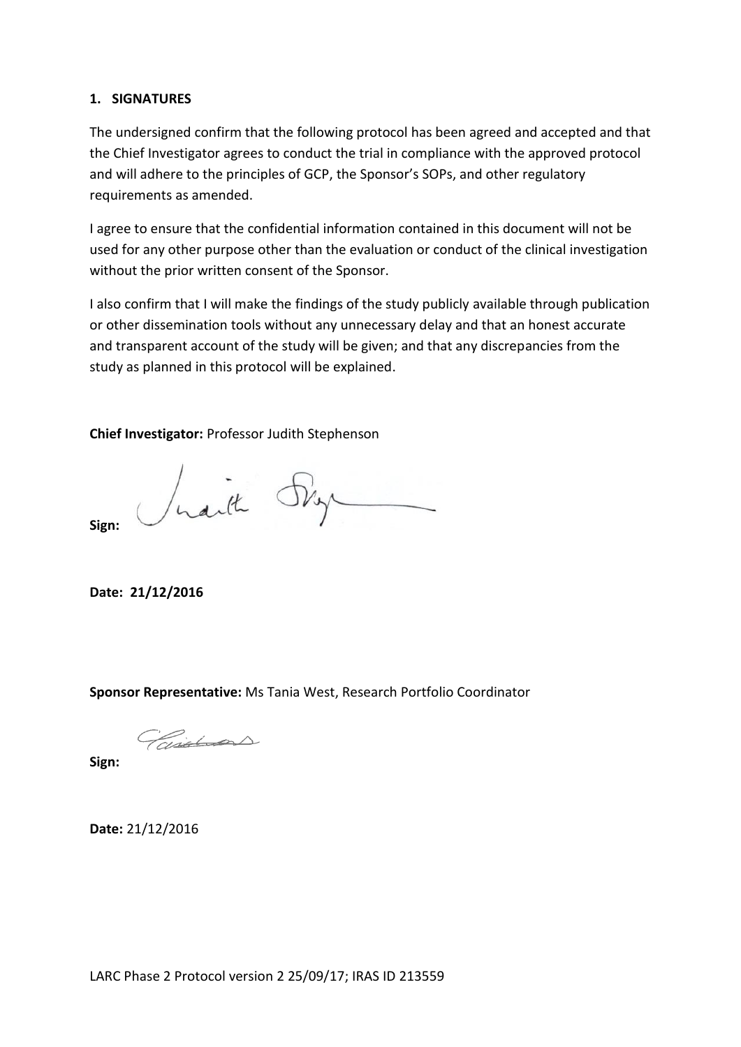## 1. SIGNATURES

The undersigned confirm that the following protocol has been agreed and accepted and that the Chief Investigator agrees to conduct the trial in compliance with the approved protocol and will adhere to the principles of GCP, the Sponsor's SOPs, and other regulatory requirements as amended.

I agree to ensure that the confidential information contained in this document will not be used for any other purpose other than the evaluation or conduct of the clinical investigation without the prior written consent of the Sponsor.

I also confirm that I will make the findings of the study publicly available through publication or other dissemination tools without any unnecessary delay and that an honest accurate and transparent account of the study will be given; and that any discrepancies from the study as planned in this protocol will be explained.

**Chief Investigator:** Professor Judith Stephenson

**Sign:**

**Date: 21/12/2016**

**Sponsor Representative:** Ms Tania West, Research Portfolio Coordinator

**Sign:**

**Date:** 21/12/2016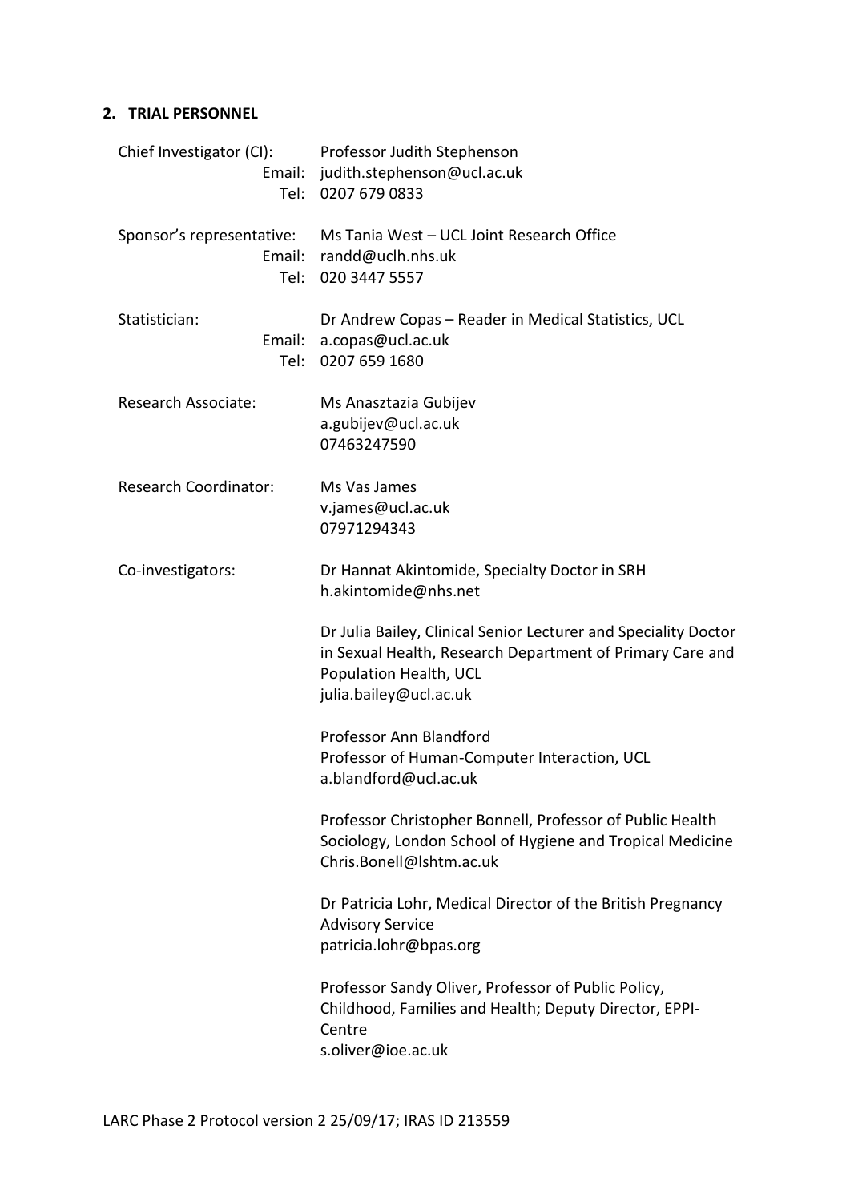## 2. TRIAL PERSONNEL

Chief Investigator (CI): Professor Judith Stephenson
Email: judith.stephenson@ucl.ac.uk
Tel: 0207 679 0833

Sponsor's representative: Ms Tania West – UCL Joint Research Office
Email: randd@uclh.nhs.uk
Tel: 020 3447 5557

Statistician: Dr Andrew Copas – Reader in Medical Statistics, UCL
Email: a.copas@ucl.ac.uk
Tel: 0207 659 1680

Research Associate: Ms Anasztazia Gubijev
a.gubijev@ucl.ac.uk
07463247590

Research Coordinator: Ms Vas James
v.james@ucl.ac.uk
07971294343

Co-investigators:

Dr Hannat Akintomide, Specialty Doctor in SRH
h.akintomide@nhs.net

Dr Julia Bailey, Clinical Senior Lecturer and Speciality Doctor in Sexual Health, Research Department of Primary Care and Population Health, UCL
julia.bailey@ucl.ac.uk

Professor Ann Blandford
Professor of Human-Computer Interaction, UCL
a.blandford@ucl.ac.uk

Professor Christopher Bonnell, Professor of Public Health Sociology, London School of Hygiene and Tropical Medicine
Chris.Bonell@lshtm.ac.uk

Dr Patricia Lohr, Medical Director of the British Pregnancy Advisory Service
patricia.lohr@bpas.org

Professor Sandy Oliver, Professor of Public Policy, Childhood, Families and Health; Deputy Director, EPPI-Centre
s.oliver@ioe.ac.uk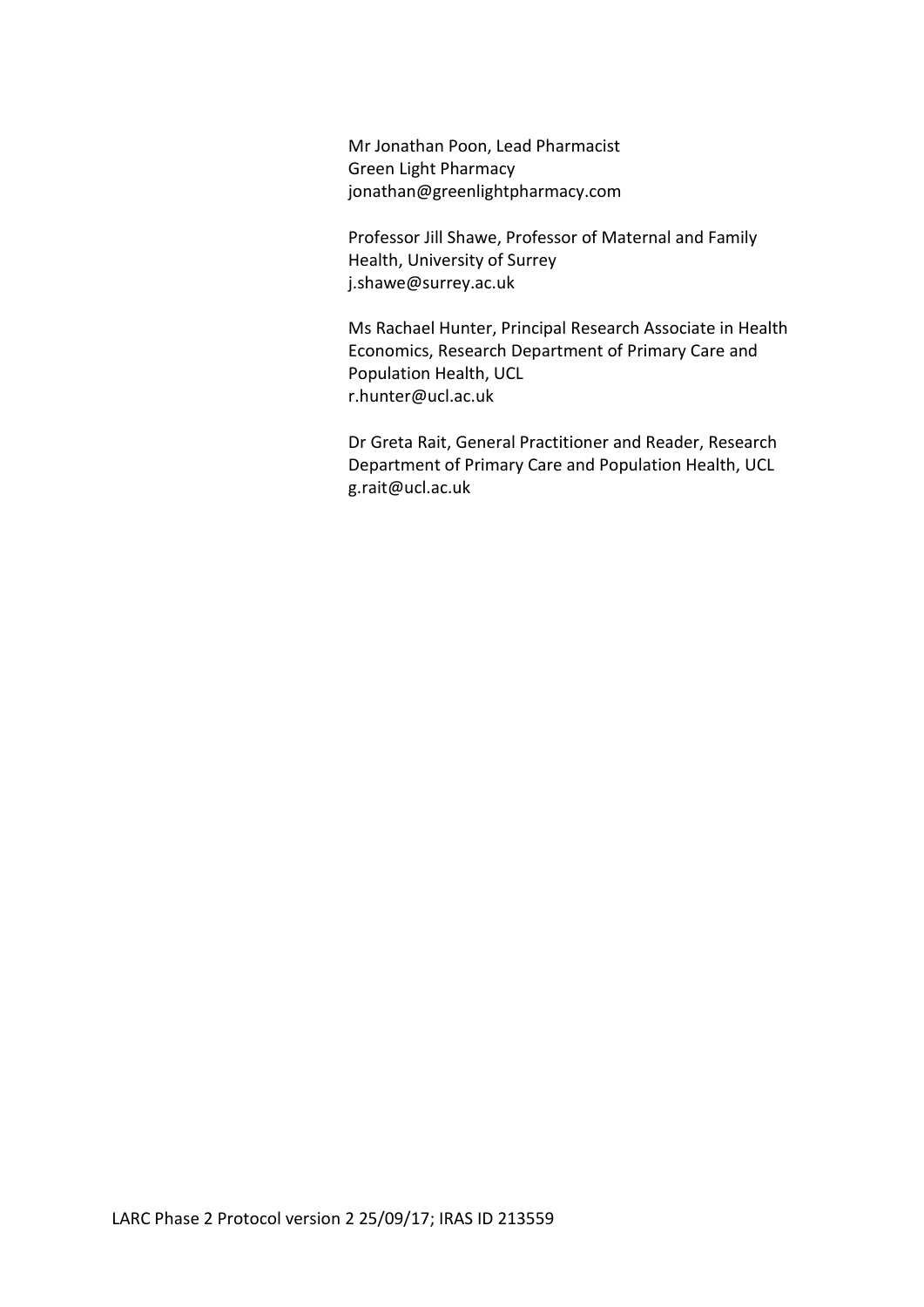Mr Jonathan Poon, Lead Pharmacist
Green Light Pharmacy
jonathan@greenlightpharmacy.com

Professor Jill Shawe, Professor of Maternal and Family Health, University of Surrey
j.shawe@surrey.ac.uk

Ms Rachael Hunter, Principal Research Associate in Health Economics, Research Department of Primary Care and Population Health, UCL
r.hunter@ucl.ac.uk

Dr Greta Rait, General Practitioner and Reader, Research Department of Primary Care and Population Health, UCL
g.rait@ucl.ac.uk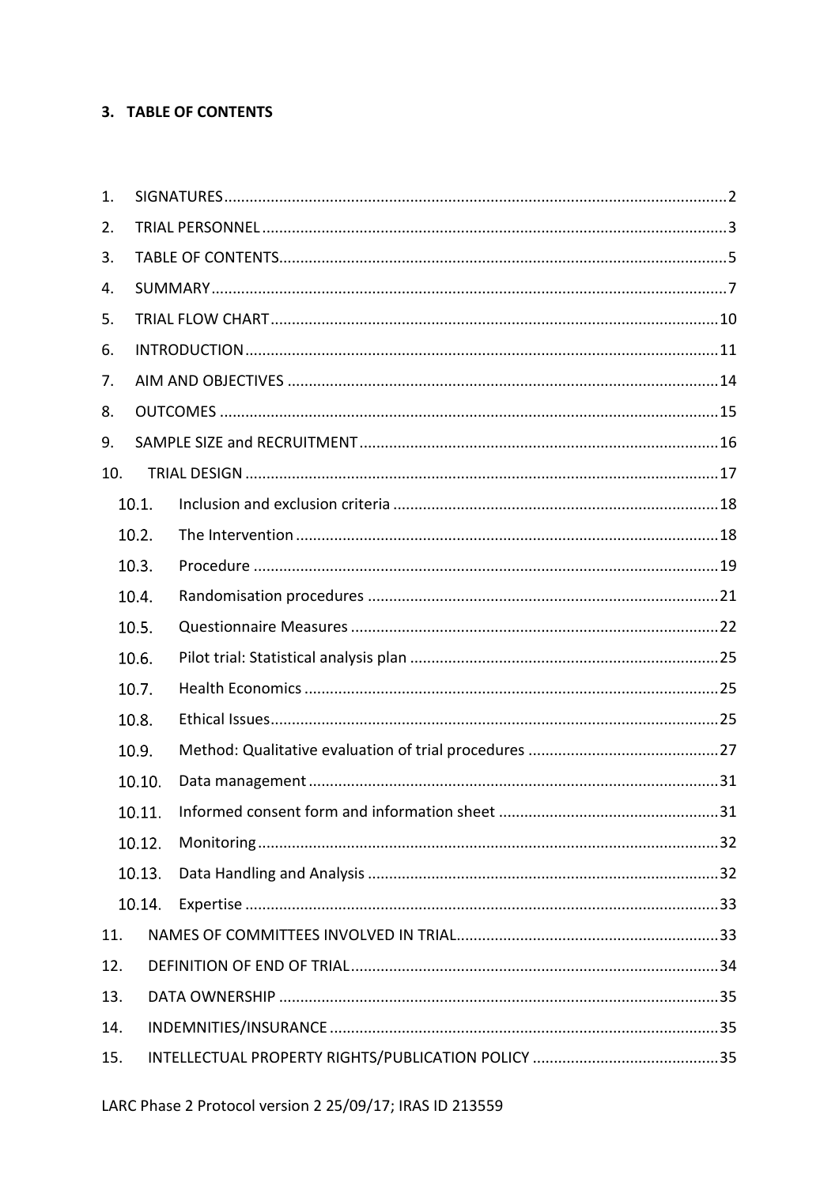## 3. TABLE OF CONTENTS

1. SIGNATURES ... 2
2. TRIAL PERSONNEL ... 3
3. TABLE OF CONTENTS ... 5
4. SUMMARY ... 7
5. TRIAL FLOW CHART ... 10
6. INTRODUCTION ... 11
7. AIM AND OBJECTIVES ... 14
8. OUTCOMES ... 15
9. SAMPLE SIZE and RECRUITMENT ... 16
10. TRIAL DESIGN ... 17
    - 10.1. Inclusion and exclusion criteria ... 18
    - 10.2. The Intervention ... 18
    - 10.3. Procedure ... 19
    - 10.4. Randomisation procedures ... 21
    - 10.5. Questionnaire Measures ... 22
    - 10.6. Pilot trial: Statistical analysis plan ... 25
    - 10.7. Health Economics ... 25
    - 10.8. Ethical Issues ... 25
    - 10.9. Method: Qualitative evaluation of trial procedures ... 27
    - 10.10. Data management ... 31
    - 10.11. Informed consent form and information sheet ... 31
    - 10.12. Monitoring ... 32
    - 10.13. Data Handling and Analysis ... 32
    - 10.14. Expertise ... 33
11. NAMES OF COMMITTEES INVOLVED IN TRIAL ... 33
12. DEFINITION OF END OF TRIAL ... 34
13. DATA OWNERSHIP ... 35
14. INDEMNITIES/INSURANCE ... 35
15. INTELLECTUAL PROPERTY RIGHTS/PUBLICATION POLICY ... 35

LARC Phase 2 Protocol version 2 25/09/17; IRAS ID 213559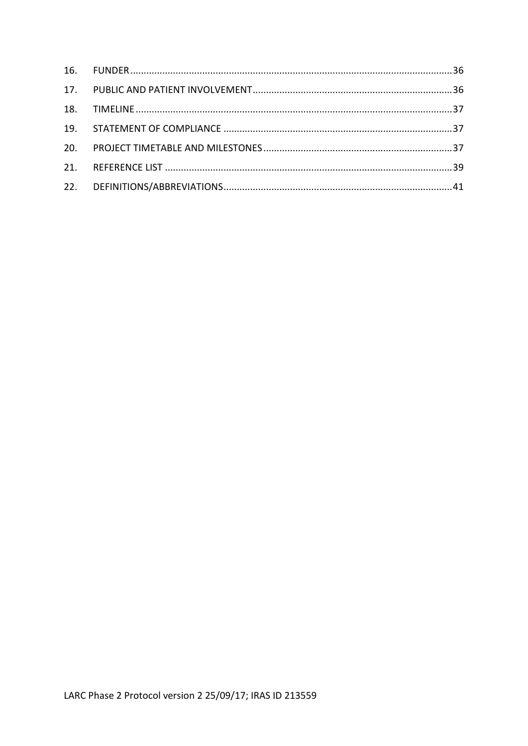16. FUNDER ........................................................................................................................36
17. PUBLIC AND PATIENT INVOLVEMENT ..........................................................................36
18. TIMELINE .......................................................................................................................37
19. STATEMENT OF COMPLIANCE .....................................................................................37
20. PROJECT TIMETABLE AND MILESTONES .......................................................................37
21. REFERENCE LIST ...........................................................................................................39
22. DEFINITIONS/ABBREVIATIONS .....................................................................................41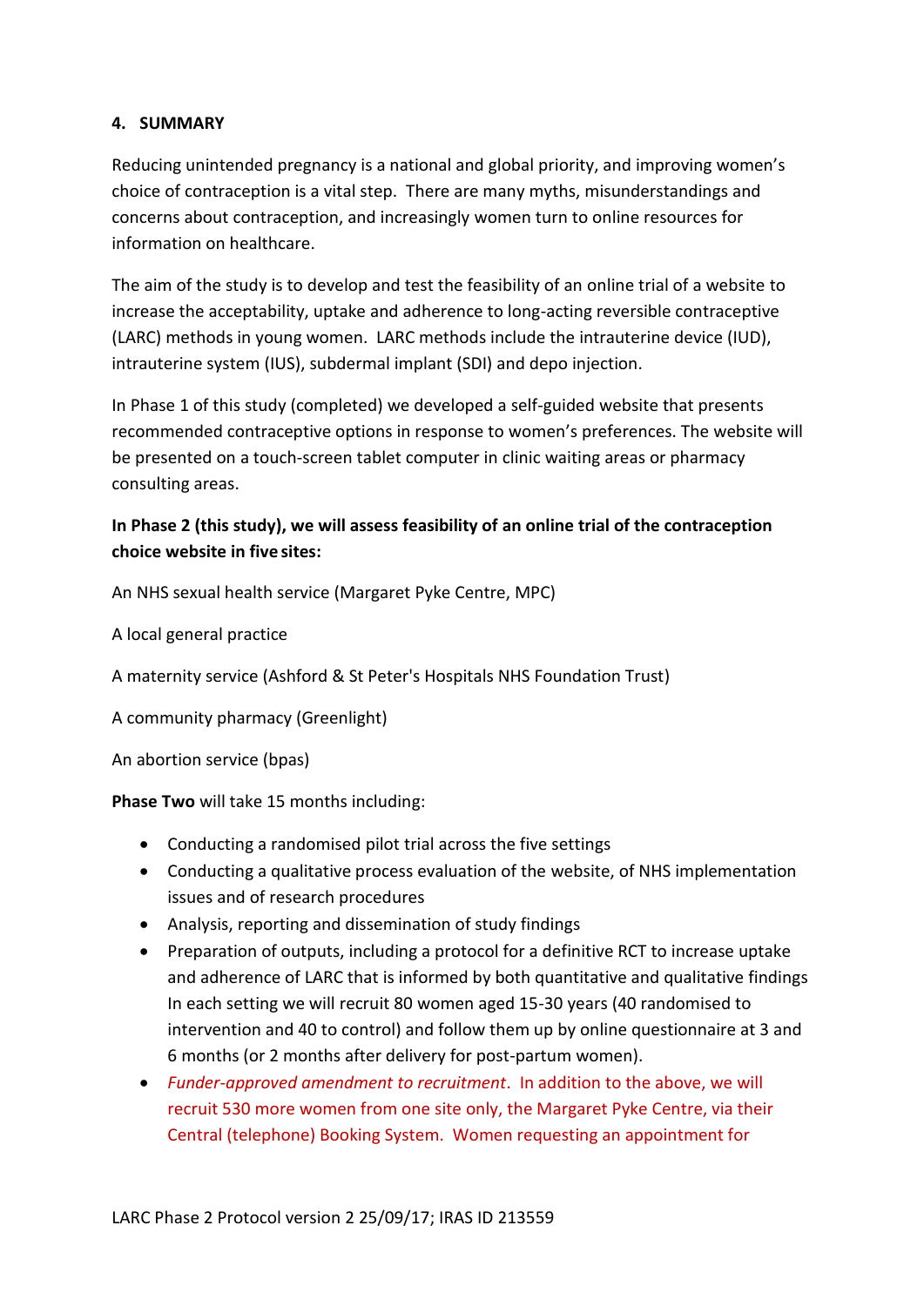#### 4. SUMMARY

Reducing unintended pregnancy is a national and global priority, and improving women's choice of contraception is a vital step. There are many myths, misunderstandings and concerns about contraception, and increasingly women turn to online resources for information on healthcare.

The aim of the study is to develop and test the feasibility of an online trial of a website to increase the acceptability, uptake and adherence to long-acting reversible contraceptive (LARC) methods in young women. LARC methods include the intrauterine device (IUD), intrauterine system (IUS), subdermal implant (SDI) and depo injection.

In Phase 1 of this study (completed) we developed a self-guided website that presents recommended contraceptive options in response to women's preferences. The website will be presented on a touch-screen tablet computer in clinic waiting areas or pharmacy consulting areas.

**In Phase 2 (this study), we will assess feasibility of an online trial of the contraception choice website in five sites:**

An NHS sexual health service (Margaret Pyke Centre, MPC)

A local general practice

A maternity service (Ashford & St Peter's Hospitals NHS Foundation Trust)

A community pharmacy (Greenlight)

An abortion service (bpas)

**Phase Two** will take 15 months including:

- Conducting a randomised pilot trial across the five settings
- Conducting a qualitative process evaluation of the website, of NHS implementation issues and of research procedures
- Analysis, reporting and dissemination of study findings
- Preparation of outputs, including a protocol for a definitive RCT to increase uptake and adherence of LARC that is informed by both quantitative and qualitative findings In each setting we will recruit 80 women aged 15-30 years (40 randomised to intervention and 40 to control) and follow them up by online questionnaire at 3 and 6 months (or 2 months after delivery for post-partum women).
- *Funder-approved amendment to recruitment*. In addition to the above, we will recruit 530 more women from one site only, the Margaret Pyke Centre, via their Central (telephone) Booking System. Women requesting an appointment for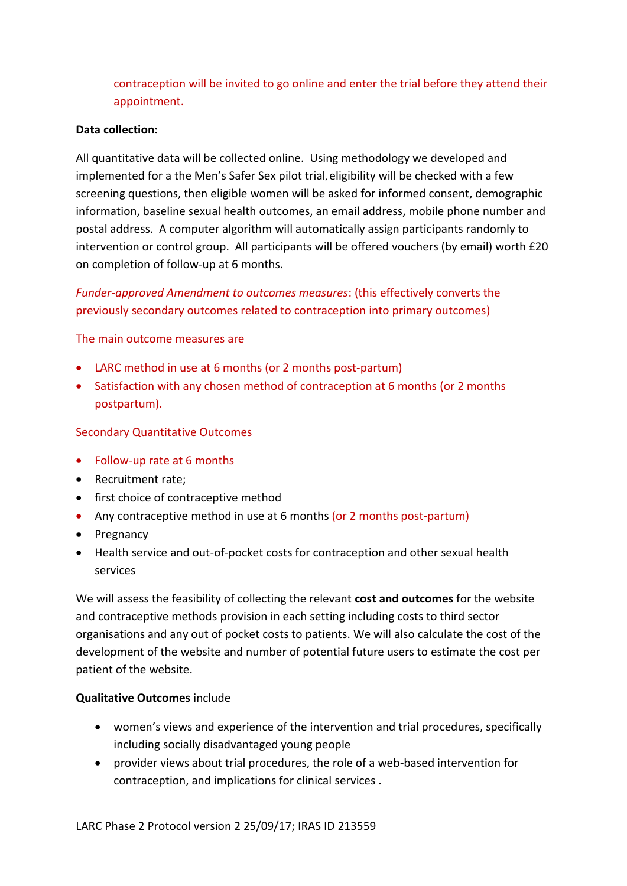contraception will be invited to go online and enter the trial before they attend their appointment.

**Data collection:**

All quantitative data will be collected online. Using methodology we developed and implemented for a the Men's Safer Sex pilot trial, eligibility will be checked with a few screening questions, then eligible women will be asked for informed consent, demographic information, baseline sexual health outcomes, an email address, mobile phone number and postal address. A computer algorithm will automatically assign participants randomly to intervention or control group. All participants will be offered vouchers (by email) worth £20 on completion of follow-up at 6 months.

*Funder-approved Amendment to outcomes measures*: (this effectively converts the previously secondary outcomes related to contraception into primary outcomes)

The main outcome measures are

- LARC method in use at 6 months (or 2 months post-partum)
- Satisfaction with any chosen method of contraception at 6 months (or 2 months postpartum).

Secondary Quantitative Outcomes

- Follow-up rate at 6 months
- Recruitment rate;
- first choice of contraceptive method
- Any contraceptive method in use at 6 months (or 2 months post-partum)
- Pregnancy
- Health service and out-of-pocket costs for contraception and other sexual health services

We will assess the feasibility of collecting the relevant **cost and outcomes** for the website and contraceptive methods provision in each setting including costs to third sector organisations and any out of pocket costs to patients. We will also calculate the cost of the development of the website and number of potential future users to estimate the cost per patient of the website.

**Qualitative Outcomes** include

- women's views and experience of the intervention and trial procedures, specifically including socially disadvantaged young people
- provider views about trial procedures, the role of a web-based intervention for contraception, and implications for clinical services .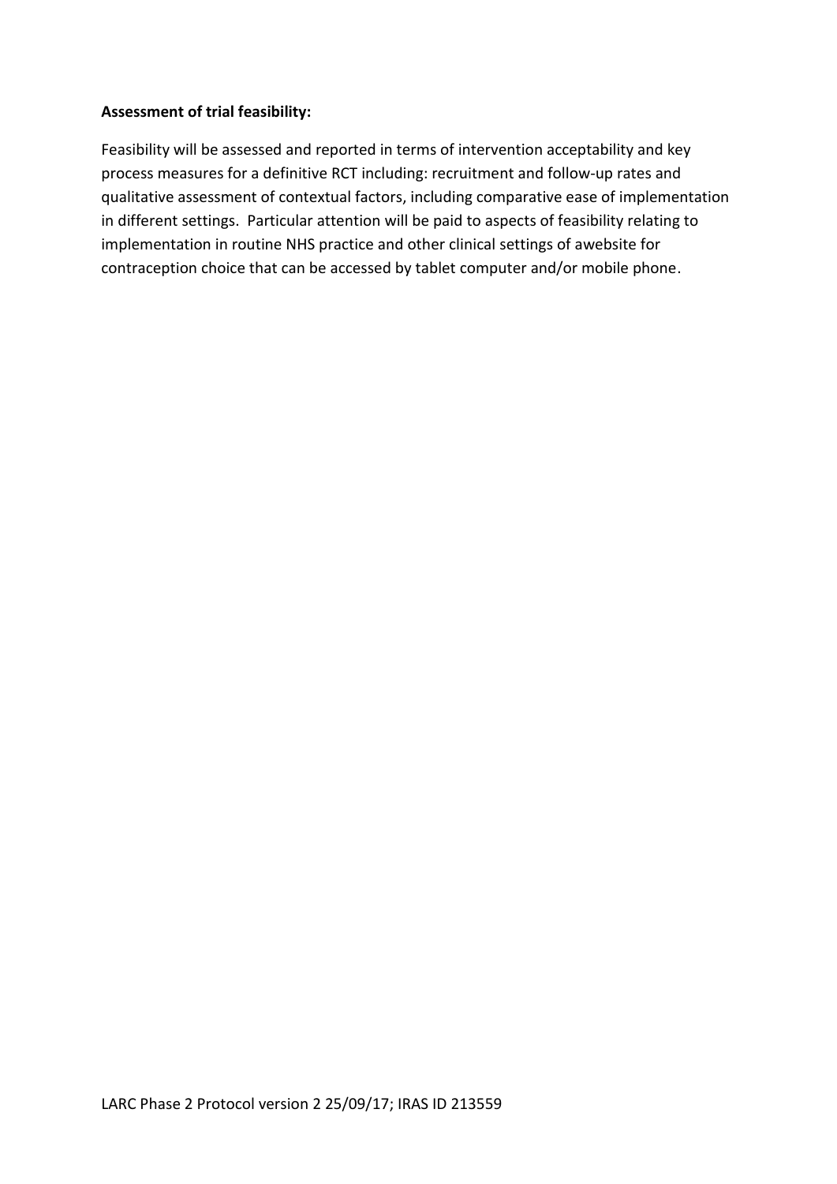**Assessment of trial feasibility:**

Feasibility will be assessed and reported in terms of intervention acceptability and key process measures for a definitive RCT including: recruitment and follow-up rates and qualitative assessment of contextual factors, including comparative ease of implementation in different settings. Particular attention will be paid to aspects of feasibility relating to implementation in routine NHS practice and other clinical settings of awebsite for contraception choice that can be accessed by tablet computer and/or mobile phone.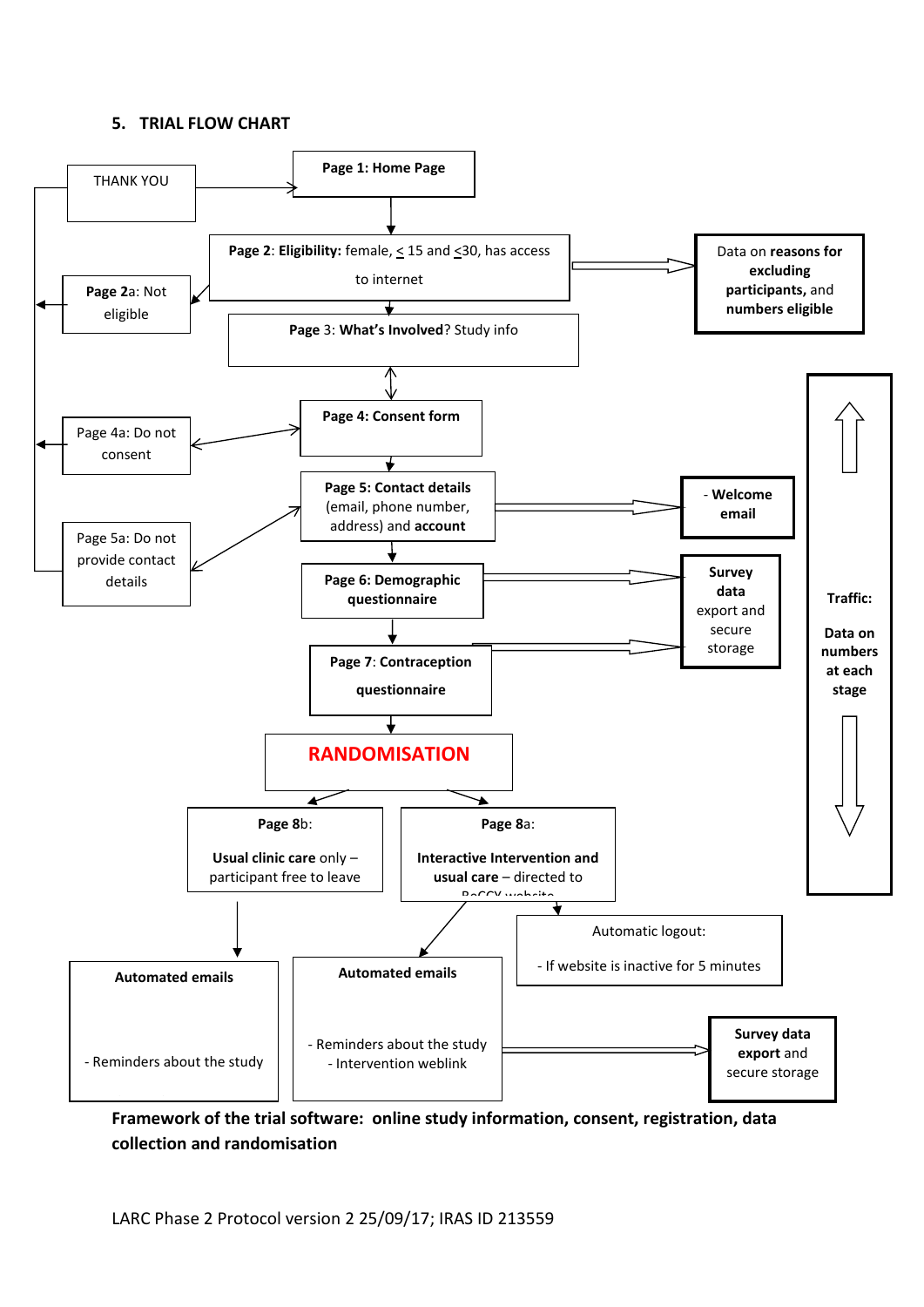## 5. TRIAL FLOW CHART

THANK YOU

**Page 1: Home Page**

**Page 2**: **Eligibility:** female, ≤ 15 and ≤30, has access to internet

**Page 2a**: Not eligible

Data on **reasons for excluding participants,** and **numbers eligible**

**Page** 3: **What's Involved**? Study info

**Page 4: Consent form**

Page 4a: Do not consent

**Page 5: Contact details** (email, phone number, address) and **account**

Page 5a: Do not provide contact details

- **Welcome email**

**Page 6: Demographic questionnaire**

**Survey data** export and secure storage

**Page 7**: **Contraception questionnaire**

**Traffic:**

**Data on numbers at each stage**

**RANDOMISATION**

**Page 8**b:

**Usual clinic care** only – participant free to leave

**Page 8**a:

**Interactive Intervention and usual care** – directed to BeCCY website

Automatic logout:

- If website is inactive for 5 minutes

**Automated emails**

- Reminders about the study

**Automated emails**

- Reminders about the study
- Intervention weblink

**Survey data export** and secure storage

**Framework of the trial software: online study information, consent, registration, data collection and randomisation**

LARC Phase 2 Protocol version 2 25/09/17; IRAS ID 213559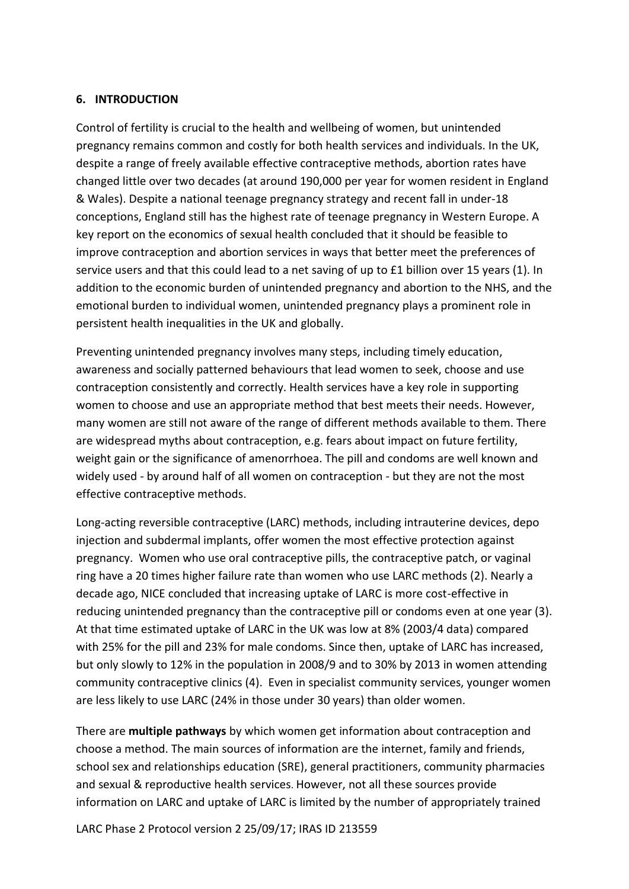## 6. INTRODUCTION

Control of fertility is crucial to the health and wellbeing of women, but unintended pregnancy remains common and costly for both health services and individuals. In the UK, despite a range of freely available effective contraceptive methods, abortion rates have changed little over two decades (at around 190,000 per year for women resident in England & Wales). Despite a national teenage pregnancy strategy and recent fall in under-18 conceptions, England still has the highest rate of teenage pregnancy in Western Europe. A key report on the economics of sexual health concluded that it should be feasible to improve contraception and abortion services in ways that better meet the preferences of service users and that this could lead to a net saving of up to £1 billion over 15 years (1). In addition to the economic burden of unintended pregnancy and abortion to the NHS, and the emotional burden to individual women, unintended pregnancy plays a prominent role in persistent health inequalities in the UK and globally.

Preventing unintended pregnancy involves many steps, including timely education, awareness and socially patterned behaviours that lead women to seek, choose and use contraception consistently and correctly. Health services have a key role in supporting women to choose and use an appropriate method that best meets their needs. However, many women are still not aware of the range of different methods available to them. There are widespread myths about contraception, e.g. fears about impact on future fertility, weight gain or the significance of amenorrhoea. The pill and condoms are well known and widely used - by around half of all women on contraception - but they are not the most effective contraceptive methods.

Long-acting reversible contraceptive (LARC) methods, including intrauterine devices, depo injection and subdermal implants, offer women the most effective protection against pregnancy. Women who use oral contraceptive pills, the contraceptive patch, or vaginal ring have a 20 times higher failure rate than women who use LARC methods (2). Nearly a decade ago, NICE concluded that increasing uptake of LARC is more cost-effective in reducing unintended pregnancy than the contraceptive pill or condoms even at one year (3). At that time estimated uptake of LARC in the UK was low at 8% (2003/4 data) compared with 25% for the pill and 23% for male condoms. Since then, uptake of LARC has increased, but only slowly to 12% in the population in 2008/9 and to 30% by 2013 in women attending community contraceptive clinics (4). Even in specialist community services, younger women are less likely to use LARC (24% in those under 30 years) than older women.

There are **multiple pathways** by which women get information about contraception and choose a method. The main sources of information are the internet, family and friends, school sex and relationships education (SRE), general practitioners, community pharmacies and sexual & reproductive health services. However, not all these sources provide information on LARC and uptake of LARC is limited by the number of appropriately trained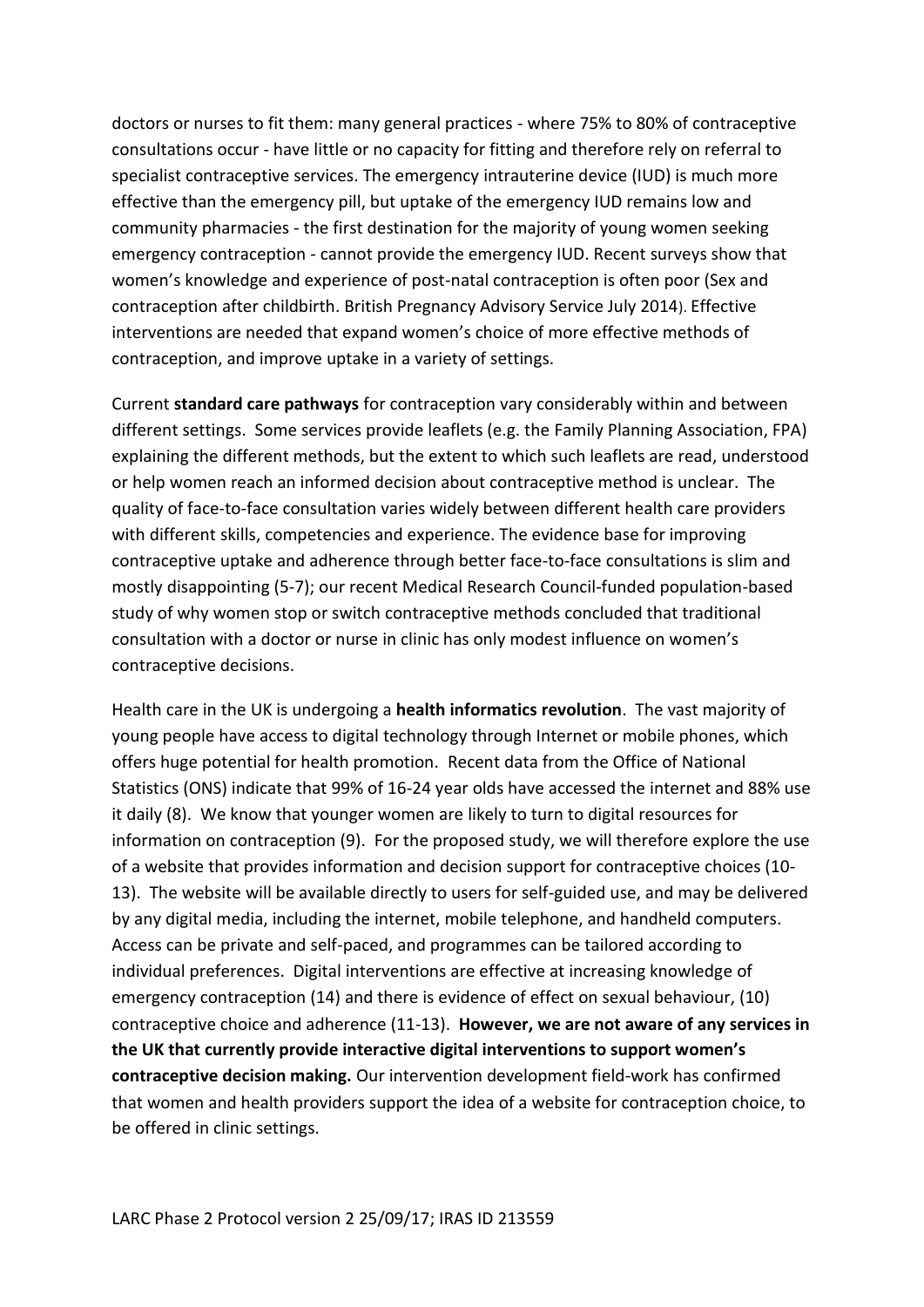doctors or nurses to fit them: many general practices - where 75% to 80% of contraceptive consultations occur - have little or no capacity for fitting and therefore rely on referral to specialist contraceptive services. The emergency intrauterine device (IUD) is much more effective than the emergency pill, but uptake of the emergency IUD remains low and community pharmacies - the first destination for the majority of young women seeking emergency contraception - cannot provide the emergency IUD. Recent surveys show that women's knowledge and experience of post-natal contraception is often poor (Sex and contraception after childbirth. British Pregnancy Advisory Service July 2014). Effective interventions are needed that expand women's choice of more effective methods of contraception, and improve uptake in a variety of settings.

Current **standard care pathways** for contraception vary considerably within and between different settings. Some services provide leaflets (e.g. the Family Planning Association, FPA) explaining the different methods, but the extent to which such leaflets are read, understood or help women reach an informed decision about contraceptive method is unclear. The quality of face-to-face consultation varies widely between different health care providers with different skills, competencies and experience. The evidence base for improving contraceptive uptake and adherence through better face-to-face consultations is slim and mostly disappointing (5-7); our recent Medical Research Council-funded population-based study of why women stop or switch contraceptive methods concluded that traditional consultation with a doctor or nurse in clinic has only modest influence on women's contraceptive decisions.

Health care in the UK is undergoing a **health informatics revolution**. The vast majority of young people have access to digital technology through Internet or mobile phones, which offers huge potential for health promotion. Recent data from the Office of National Statistics (ONS) indicate that 99% of 16-24 year olds have accessed the internet and 88% use it daily (8). We know that younger women are likely to turn to digital resources for information on contraception (9). For the proposed study, we will therefore explore the use of a website that provides information and decision support for contraceptive choices (10-13). The website will be available directly to users for self-guided use, and may be delivered by any digital media, including the internet, mobile telephone, and handheld computers. Access can be private and self-paced, and programmes can be tailored according to individual preferences. Digital interventions are effective at increasing knowledge of emergency contraception (14) and there is evidence of effect on sexual behaviour, (10) contraceptive choice and adherence (11-13). **However, we are not aware of any services in the UK that currently provide interactive digital interventions to support women's contraceptive decision making.** Our intervention development field-work has confirmed that women and health providers support the idea of a website for contraception choice, to be offered in clinic settings.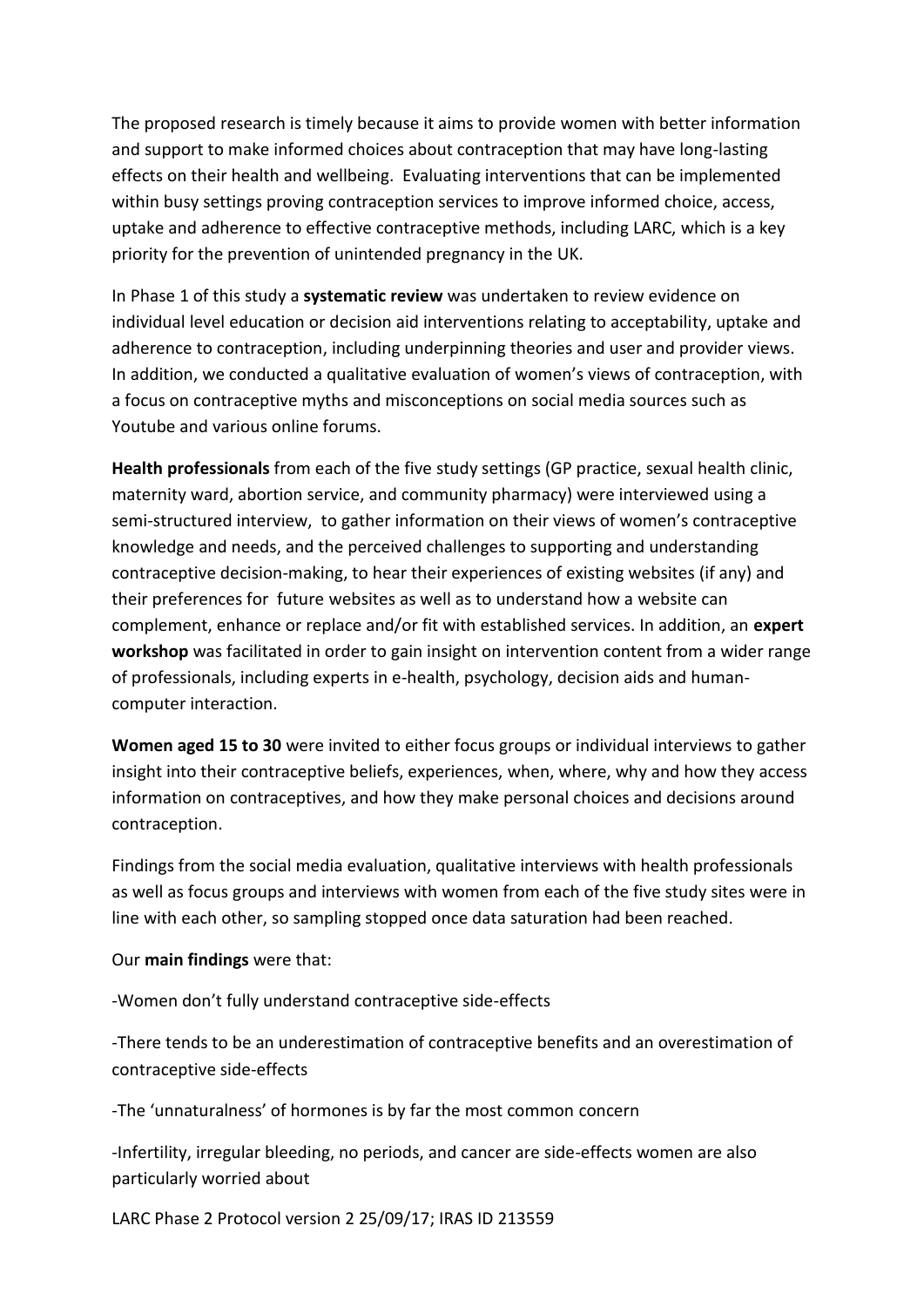The proposed research is timely because it aims to provide women with better information and support to make informed choices about contraception that may have long-lasting effects on their health and wellbeing. Evaluating interventions that can be implemented within busy settings proving contraception services to improve informed choice, access, uptake and adherence to effective contraceptive methods, including LARC, which is a key priority for the prevention of unintended pregnancy in the UK.

In Phase 1 of this study a **systematic review** was undertaken to review evidence on individual level education or decision aid interventions relating to acceptability, uptake and adherence to contraception, including underpinning theories and user and provider views. In addition, we conducted a qualitative evaluation of women's views of contraception, with a focus on contraceptive myths and misconceptions on social media sources such as Youtube and various online forums.

**Health professionals** from each of the five study settings (GP practice, sexual health clinic, maternity ward, abortion service, and community pharmacy) were interviewed using a semi-structured interview, to gather information on their views of women's contraceptive knowledge and needs, and the perceived challenges to supporting and understanding contraceptive decision-making, to hear their experiences of existing websites (if any) and their preferences for future websites as well as to understand how a website can complement, enhance or replace and/or fit with established services. In addition, an **expert workshop** was facilitated in order to gain insight on intervention content from a wider range of professionals, including experts in e-health, psychology, decision aids and human-computer interaction.

**Women aged 15 to 30** were invited to either focus groups or individual interviews to gather insight into their contraceptive beliefs, experiences, when, where, why and how they access information on contraceptives, and how they make personal choices and decisions around contraception.

Findings from the social media evaluation, qualitative interviews with health professionals as well as focus groups and interviews with women from each of the five study sites were in line with each other, so sampling stopped once data saturation had been reached.

Our **main findings** were that:

-Women don't fully understand contraceptive side-effects

-There tends to be an underestimation of contraceptive benefits and an overestimation of contraceptive side-effects

-The 'unnaturalness' of hormones is by far the most common concern

-Infertility, irregular bleeding, no periods, and cancer are side-effects women are also particularly worried about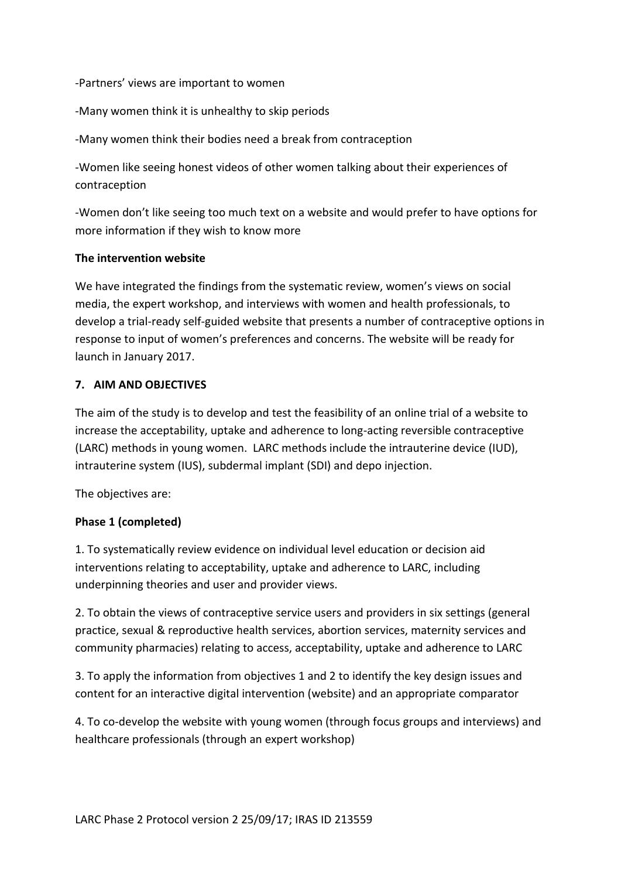-Partners' views are important to women

-Many women think it is unhealthy to skip periods

-Many women think their bodies need a break from contraception

-Women like seeing honest videos of other women talking about their experiences of contraception

-Women don't like seeing too much text on a website and would prefer to have options for more information if they wish to know more

**The intervention website**

We have integrated the findings from the systematic review, women's views on social media, the expert workshop, and interviews with women and health professionals, to develop a trial-ready self-guided website that presents a number of contraceptive options in response to input of women's preferences and concerns. The website will be ready for launch in January 2017.

## 7. AIM AND OBJECTIVES

The aim of the study is to develop and test the feasibility of an online trial of a website to increase the acceptability, uptake and adherence to long-acting reversible contraceptive (LARC) methods in young women. LARC methods include the intrauterine device (IUD), intrauterine system (IUS), subdermal implant (SDI) and depo injection.

The objectives are:

**Phase 1 (completed)**

1. To systematically review evidence on individual level education or decision aid interventions relating to acceptability, uptake and adherence to LARC, including underpinning theories and user and provider views.

2. To obtain the views of contraceptive service users and providers in six settings (general practice, sexual & reproductive health services, abortion services, maternity services and community pharmacies) relating to access, acceptability, uptake and adherence to LARC

3. To apply the information from objectives 1 and 2 to identify the key design issues and content for an interactive digital intervention (website) and an appropriate comparator

4. To co-develop the website with young women (through focus groups and interviews) and healthcare professionals (through an expert workshop)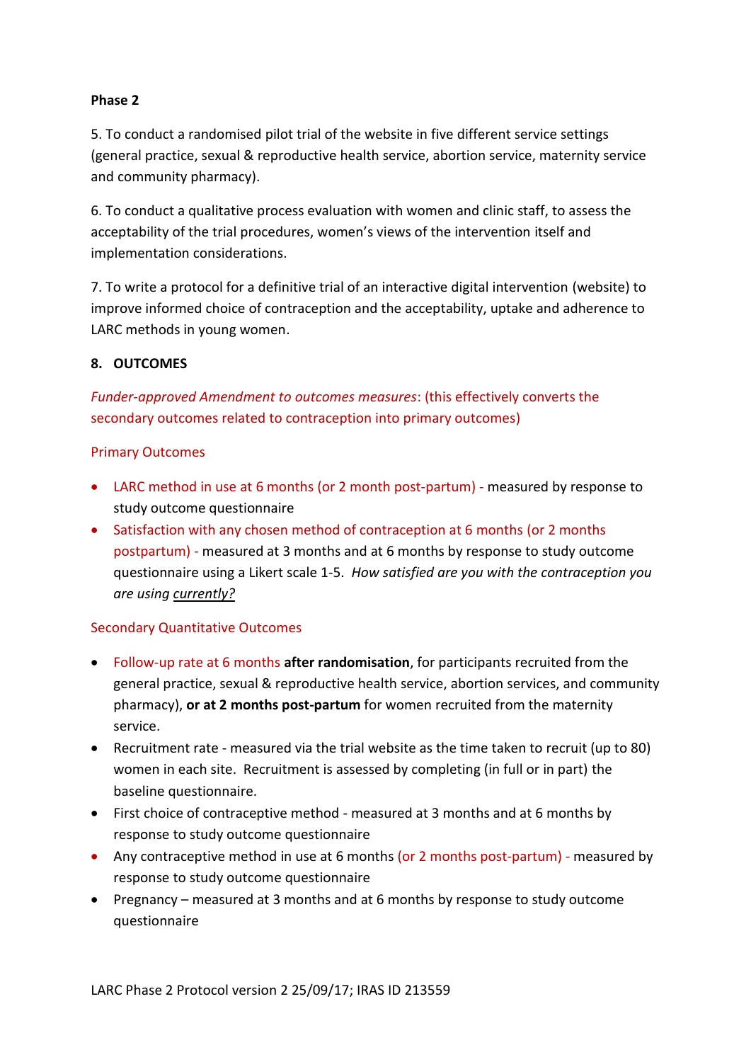**Phase 2**

5. To conduct a randomised pilot trial of the website in five different service settings (general practice, sexual & reproductive health service, abortion service, maternity service and community pharmacy).

6. To conduct a qualitative process evaluation with women and clinic staff, to assess the acceptability of the trial procedures, women's views of the intervention itself and implementation considerations.

7. To write a protocol for a definitive trial of an interactive digital intervention (website) to improve informed choice of contraception and the acceptability, uptake and adherence to LARC methods in young women.

## 8. OUTCOMES

*Funder-approved Amendment to outcomes measures*: (this effectively converts the secondary outcomes related to contraception into primary outcomes)

### Primary Outcomes

- LARC method in use at 6 months (or 2 month post-partum) - measured by response to study outcome questionnaire
- Satisfaction with any chosen method of contraception at 6 months (or 2 months postpartum) - measured at 3 months and at 6 months by response to study outcome questionnaire using a Likert scale 1-5. *How satisfied are you with the contraception you are using currently?*

### Secondary Quantitative Outcomes

- Follow-up rate at 6 months **after randomisation**, for participants recruited from the general practice, sexual & reproductive health service, abortion services, and community pharmacy), **or at 2 months post-partum** for women recruited from the maternity service.
- Recruitment rate - measured via the trial website as the time taken to recruit (up to 80) women in each site. Recruitment is assessed by completing (in full or in part) the baseline questionnaire.
- First choice of contraceptive method - measured at 3 months and at 6 months by response to study outcome questionnaire
- Any contraceptive method in use at 6 months (or 2 months post-partum) - measured by response to study outcome questionnaire
- Pregnancy – measured at 3 months and at 6 months by response to study outcome questionnaire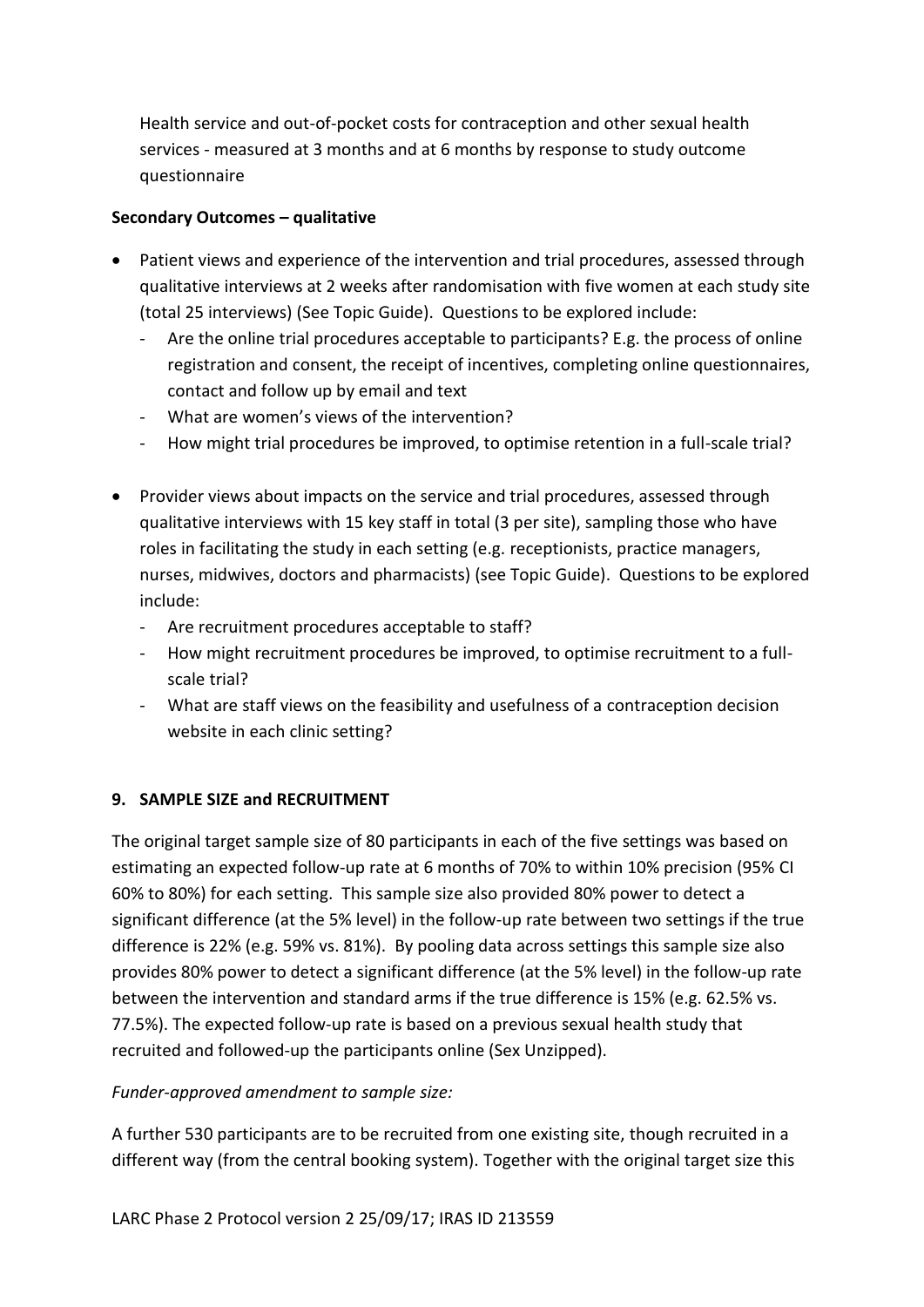Health service and out-of-pocket costs for contraception and other sexual health services - measured at 3 months and at 6 months by response to study outcome questionnaire

**Secondary Outcomes – qualitative**

- Patient views and experience of the intervention and trial procedures, assessed through qualitative interviews at 2 weeks after randomisation with five women at each study site (total 25 interviews) (See Topic Guide). Questions to be explored include:
  - Are the online trial procedures acceptable to participants? E.g. the process of online registration and consent, the receipt of incentives, completing online questionnaires, contact and follow up by email and text
  - What are women's views of the intervention?
  - How might trial procedures be improved, to optimise retention in a full-scale trial?

- Provider views about impacts on the service and trial procedures, assessed through qualitative interviews with 15 key staff in total (3 per site), sampling those who have roles in facilitating the study in each setting (e.g. receptionists, practice managers, nurses, midwives, doctors and pharmacists) (see Topic Guide). Questions to be explored include:
  - Are recruitment procedures acceptable to staff?
  - How might recruitment procedures be improved, to optimise recruitment to a full-scale trial?
  - What are staff views on the feasibility and usefulness of a contraception decision website in each clinic setting?

## 9. SAMPLE SIZE and RECRUITMENT

The original target sample size of 80 participants in each of the five settings was based on estimating an expected follow-up rate at 6 months of 70% to within 10% precision (95% CI 60% to 80%) for each setting. This sample size also provided 80% power to detect a significant difference (at the 5% level) in the follow-up rate between two settings if the true difference is 22% (e.g. 59% vs. 81%). By pooling data across settings this sample size also provides 80% power to detect a significant difference (at the 5% level) in the follow-up rate between the intervention and standard arms if the true difference is 15% (e.g. 62.5% vs. 77.5%). The expected follow-up rate is based on a previous sexual health study that recruited and followed-up the participants online (Sex Unzipped).

*Funder-approved amendment to sample size:*

A further 530 participants are to be recruited from one existing site, though recruited in a different way (from the central booking system). Together with the original target size this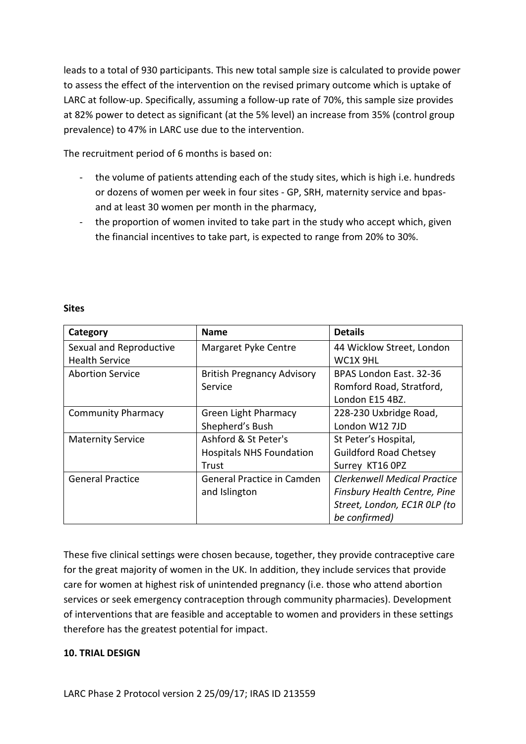leads to a total of 930 participants. This new total sample size is calculated to provide power to assess the effect of the intervention on the revised primary outcome which is uptake of LARC at follow-up. Specifically, assuming a follow-up rate of 70%, this sample size provides at 82% power to detect as significant (at the 5% level) an increase from 35% (control group prevalence) to 47% in LARC use due to the intervention.

The recruitment period of 6 months is based on:

- the volume of patients attending each of the study sites, which is high i.e. hundreds or dozens of women per week in four sites - GP, SRH, maternity service and bpas- and at least 30 women per month in the pharmacy,
- the proportion of women invited to take part in the study who accept which, given the financial incentives to take part, is expected to range from 20% to 30%.

**Sites**

| Category | Name | Details |
|---|---|---|
| Sexual and Reproductive Health Service | Margaret Pyke Centre | 44 Wicklow Street, London WC1X 9HL |
| Abortion Service | British Pregnancy Advisory Service | BPAS London East. 32-36 Romford Road, Stratford, London E15 4BZ. |
| Community Pharmacy | Green Light Pharmacy Shepherd's Bush | 228-230 Uxbridge Road, London W12 7JD |
| Maternity Service | Ashford & St Peter's Hospitals NHS Foundation Trust | St Peter's Hospital, Guildford Road Chetsey Surrey KT16 0PZ |
| General Practice | General Practice in Camden and Islington | *Clerkenwell Medical Practice Finsbury Health Centre, Pine Street, London, EC1R 0LP (to be confirmed)* |

These five clinical settings were chosen because, together, they provide contraceptive care for the great majority of women in the UK. In addition, they include services that provide care for women at highest risk of unintended pregnancy (i.e. those who attend abortion services or seek emergency contraception through community pharmacies). Development of interventions that are feasible and acceptable to women and providers in these settings therefore has the greatest potential for impact.

**10. TRIAL DESIGN**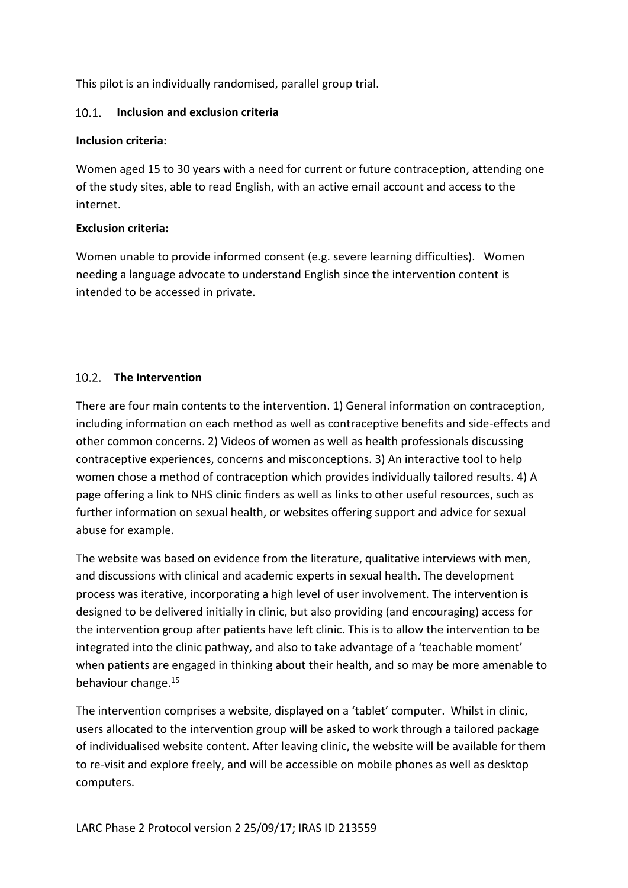This pilot is an individually randomised, parallel group trial.

### 10.1. Inclusion and exclusion criteria

**Inclusion criteria:**

Women aged 15 to 30 years with a need for current or future contraception, attending one of the study sites, able to read English, with an active email account and access to the internet.

**Exclusion criteria:**

Women unable to provide informed consent (e.g. severe learning difficulties). Women needing a language advocate to understand English since the intervention content is intended to be accessed in private.

### 10.2. The Intervention

There are four main contents to the intervention. 1) General information on contraception, including information on each method as well as contraceptive benefits and side-effects and other common concerns. 2) Videos of women as well as health professionals discussing contraceptive experiences, concerns and misconceptions. 3) An interactive tool to help women chose a method of contraception which provides individually tailored results. 4) A page offering a link to NHS clinic finders as well as links to other useful resources, such as further information on sexual health, or websites offering support and advice for sexual abuse for example.

The website was based on evidence from the literature, qualitative interviews with men, and discussions with clinical and academic experts in sexual health. The development process was iterative, incorporating a high level of user involvement. The intervention is designed to be delivered initially in clinic, but also providing (and encouraging) access for the intervention group after patients have left clinic. This is to allow the intervention to be integrated into the clinic pathway, and also to take advantage of a 'teachable moment' when patients are engaged in thinking about their health, and so may be more amenable to behaviour change.[15]

The intervention comprises a website, displayed on a 'tablet' computer. Whilst in clinic, users allocated to the intervention group will be asked to work through a tailored package of individualised website content. After leaving clinic, the website will be available for them to re-visit and explore freely, and will be accessible on mobile phones as well as desktop computers.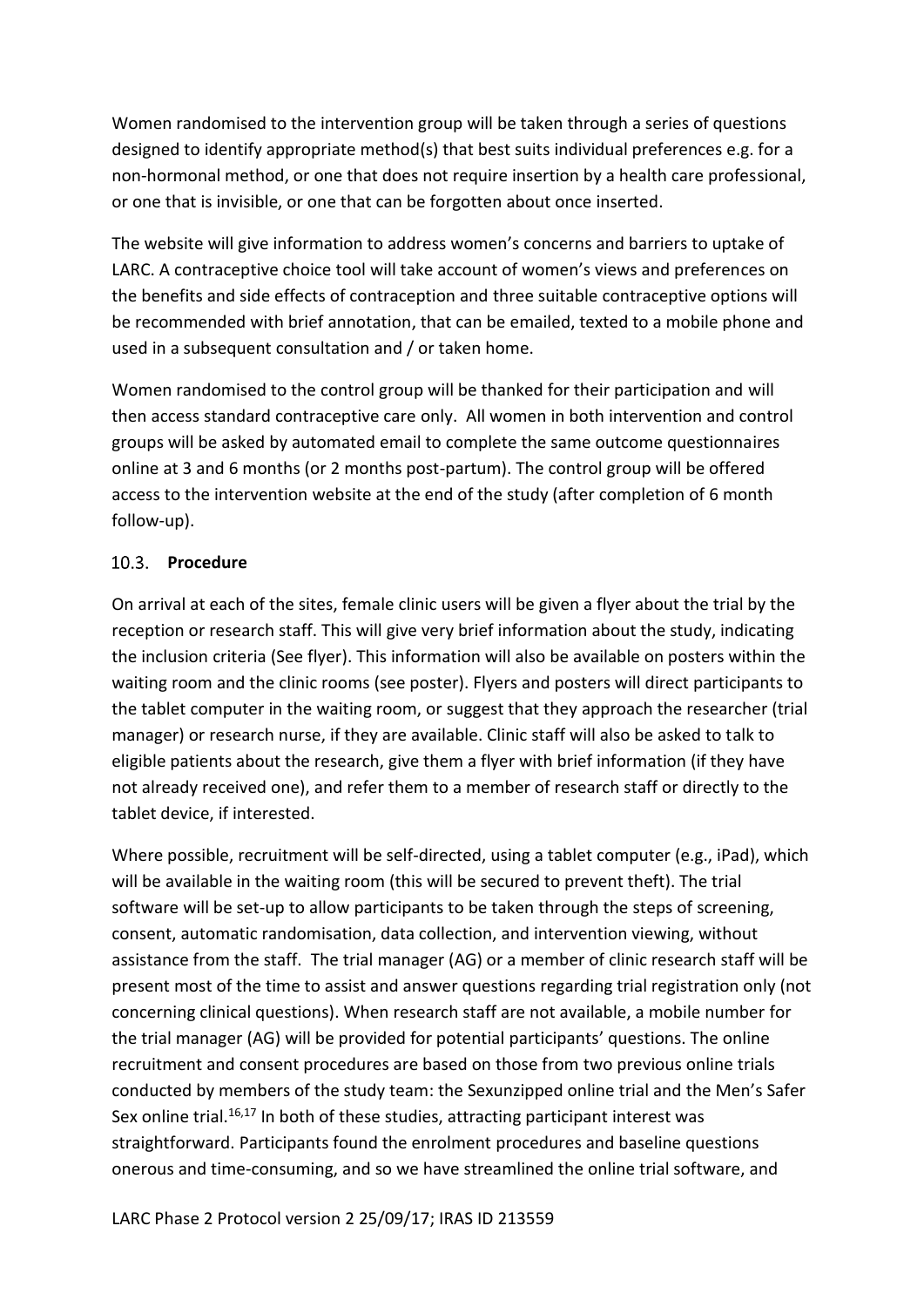Women randomised to the intervention group will be taken through a series of questions designed to identify appropriate method(s) that best suits individual preferences e.g. for a non-hormonal method, or one that does not require insertion by a health care professional, or one that is invisible, or one that can be forgotten about once inserted.

The website will give information to address women's concerns and barriers to uptake of LARC. A contraceptive choice tool will take account of women's views and preferences on the benefits and side effects of contraception and three suitable contraceptive options will be recommended with brief annotation, that can be emailed, texted to a mobile phone and used in a subsequent consultation and / or taken home.

Women randomised to the control group will be thanked for their participation and will then access standard contraceptive care only. All women in both intervention and control groups will be asked by automated email to complete the same outcome questionnaires online at 3 and 6 months (or 2 months post-partum). The control group will be offered access to the intervention website at the end of the study (after completion of 6 month follow-up).

### 10.3. Procedure

On arrival at each of the sites, female clinic users will be given a flyer about the trial by the reception or research staff. This will give very brief information about the study, indicating the inclusion criteria (See flyer). This information will also be available on posters within the waiting room and the clinic rooms (see poster). Flyers and posters will direct participants to the tablet computer in the waiting room, or suggest that they approach the researcher (trial manager) or research nurse, if they are available. Clinic staff will also be asked to talk to eligible patients about the research, give them a flyer with brief information (if they have not already received one), and refer them to a member of research staff or directly to the tablet device, if interested.

Where possible, recruitment will be self-directed, using a tablet computer (e.g., iPad), which will be available in the waiting room (this will be secured to prevent theft). The trial software will be set-up to allow participants to be taken through the steps of screening, consent, automatic randomisation, data collection, and intervention viewing, without assistance from the staff. The trial manager (AG) or a member of clinic research staff will be present most of the time to assist and answer questions regarding trial registration only (not concerning clinical questions). When research staff are not available, a mobile number for the trial manager (AG) will be provided for potential participants' questions. The online recruitment and consent procedures are based on those from two previous online trials conducted by members of the study team: the Sexunzipped online trial and the Men's Safer Sex online trial.[16,17] In both of these studies, attracting participant interest was straightforward. Participants found the enrolment procedures and baseline questions onerous and time-consuming, and so we have streamlined the online trial software, and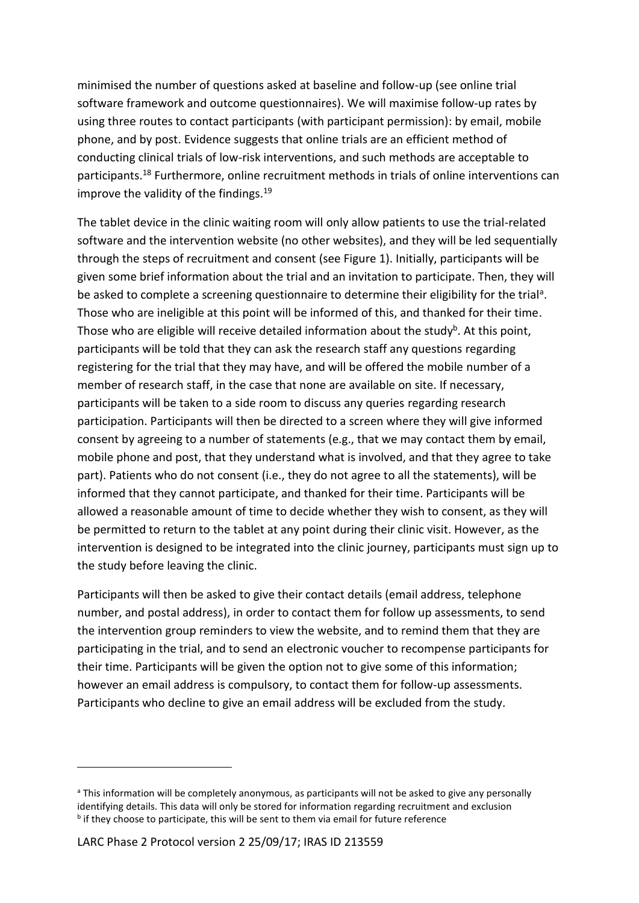minimised the number of questions asked at baseline and follow-up (see online trial software framework and outcome questionnaires). We will maximise follow-up rates by using three routes to contact participants (with participant permission): by email, mobile phone, and by post. Evidence suggests that online trials are an efficient method of conducting clinical trials of low-risk interventions, and such methods are acceptable to participants.[18] Furthermore, online recruitment methods in trials of online interventions can improve the validity of the findings.[19]

The tablet device in the clinic waiting room will only allow patients to use the trial-related software and the intervention website (no other websites), and they will be led sequentially through the steps of recruitment and consent (see Figure 1). Initially, participants will be given some brief information about the trial and an invitation to participate. Then, they will be asked to complete a screening questionnaire to determine their eligibility for the trial[a]. Those who are ineligible at this point will be informed of this, and thanked for their time. Those who are eligible will receive detailed information about the study[b]. At this point, participants will be told that they can ask the research staff any questions regarding registering for the trial that they may have, and will be offered the mobile number of a member of research staff, in the case that none are available on site. If necessary, participants will be taken to a side room to discuss any queries regarding research participation. Participants will then be directed to a screen where they will give informed consent by agreeing to a number of statements (e.g., that we may contact them by email, mobile phone and post, that they understand what is involved, and that they agree to take part). Patients who do not consent (i.e., they do not agree to all the statements), will be informed that they cannot participate, and thanked for their time. Participants will be allowed a reasonable amount of time to decide whether they wish to consent, as they will be permitted to return to the tablet at any point during their clinic visit. However, as the intervention is designed to be integrated into the clinic journey, participants must sign up to the study before leaving the clinic.

Participants will then be asked to give their contact details (email address, telephone number, and postal address), in order to contact them for follow up assessments, to send the intervention group reminders to view the website, and to remind them that they are participating in the trial, and to send an electronic voucher to recompense participants for their time. Participants will be given the option not to give some of this information; however an email address is compulsory, to contact them for follow-up assessments. Participants who decline to give an email address will be excluded from the study.

---

[a] This information will be completely anonymous, as participants will not be asked to give any personally identifying details. This data will only be stored for information regarding recruitment and exclusion

[b] if they choose to participate, this will be sent to them via email for future reference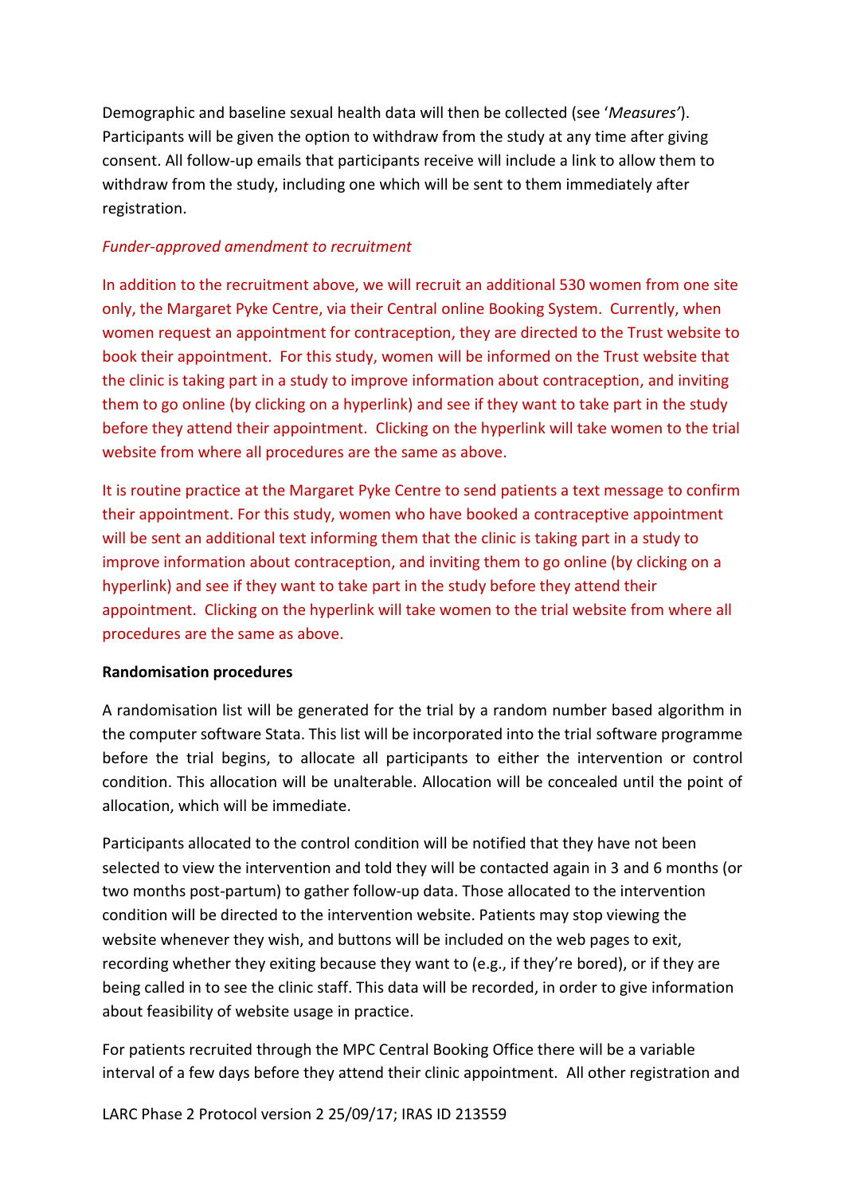Demographic and baseline sexual health data will then be collected (see '*Measures*'). Participants will be given the option to withdraw from the study at any time after giving consent. All follow-up emails that participants receive will include a link to allow them to withdraw from the study, including one which will be sent to them immediately after registration.

*Funder-approved amendment to recruitment*

In addition to the recruitment above, we will recruit an additional 530 women from one site only, the Margaret Pyke Centre, via their Central online Booking System. Currently, when women request an appointment for contraception, they are directed to the Trust website to book their appointment. For this study, women will be informed on the Trust website that the clinic is taking part in a study to improve information about contraception, and inviting them to go online (by clicking on a hyperlink) and see if they want to take part in the study before they attend their appointment. Clicking on the hyperlink will take women to the trial website from where all procedures are the same as above.

It is routine practice at the Margaret Pyke Centre to send patients a text message to confirm their appointment. For this study, women who have booked a contraceptive appointment will be sent an additional text informing them that the clinic is taking part in a study to improve information about contraception, and inviting them to go online (by clicking on a hyperlink) and see if they want to take part in the study before they attend their appointment. Clicking on the hyperlink will take women to the trial website from where all procedures are the same as above.

**Randomisation procedures**

A randomisation list will be generated for the trial by a random number based algorithm in the computer software Stata. This list will be incorporated into the trial software programme before the trial begins, to allocate all participants to either the intervention or control condition. This allocation will be unalterable. Allocation will be concealed until the point of allocation, which will be immediate.

Participants allocated to the control condition will be notified that they have not been selected to view the intervention and told they will be contacted again in 3 and 6 months (or two months post-partum) to gather follow-up data. Those allocated to the intervention condition will be directed to the intervention website. Patients may stop viewing the website whenever they wish, and buttons will be included on the web pages to exit, recording whether they exiting because they want to (e.g., if they're bored), or if they are being called in to see the clinic staff. This data will be recorded, in order to give information about feasibility of website usage in practice.

For patients recruited through the MPC Central Booking Office there will be a variable interval of a few days before they attend their clinic appointment. All other registration and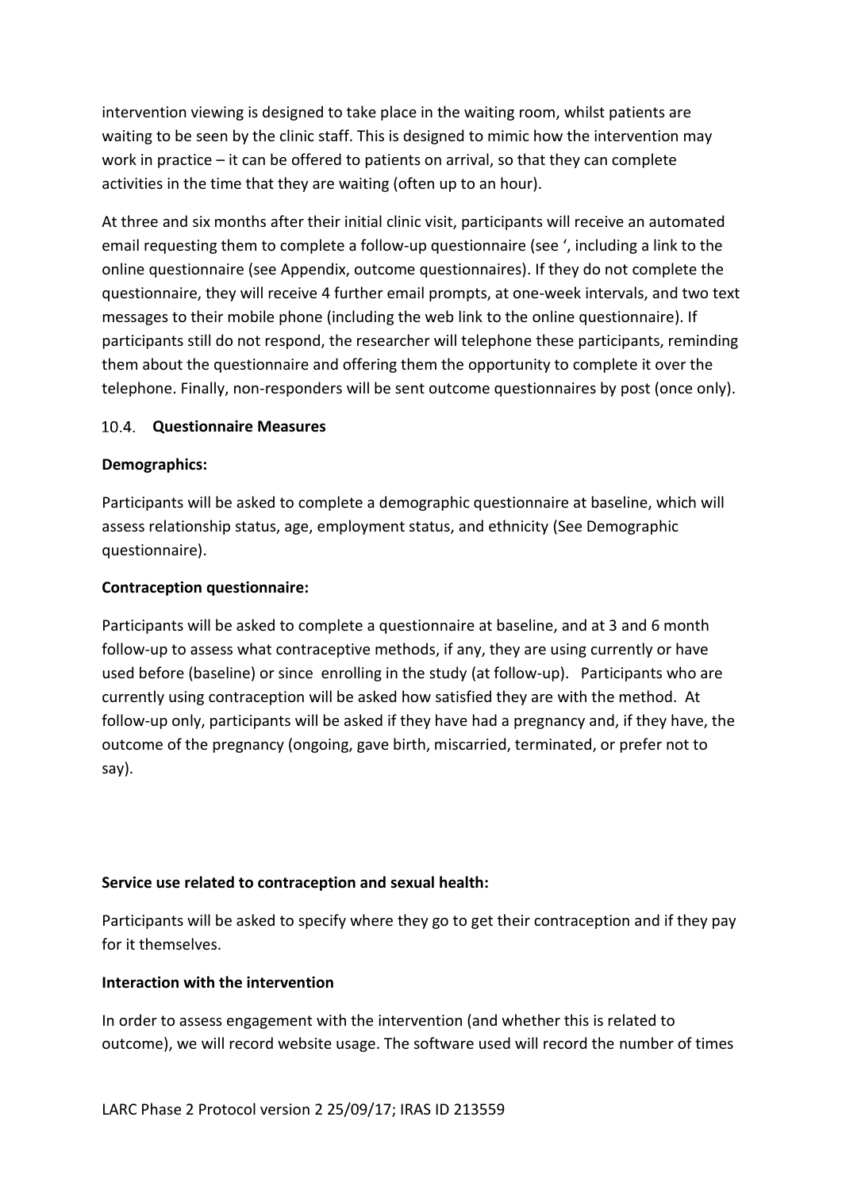intervention viewing is designed to take place in the waiting room, whilst patients are waiting to be seen by the clinic staff. This is designed to mimic how the intervention may work in practice – it can be offered to patients on arrival, so that they can complete activities in the time that they are waiting (often up to an hour).

At three and six months after their initial clinic visit, participants will receive an automated email requesting them to complete a follow-up questionnaire (see ', including a link to the online questionnaire (see Appendix, outcome questionnaires). If they do not complete the questionnaire, they will receive 4 further email prompts, at one-week intervals, and two text messages to their mobile phone (including the web link to the online questionnaire). If participants still do not respond, the researcher will telephone these participants, reminding them about the questionnaire and offering them the opportunity to complete it over the telephone. Finally, non-responders will be sent outcome questionnaires by post (once only).

### 10.4. Questionnaire Measures

**Demographics:**

Participants will be asked to complete a demographic questionnaire at baseline, which will assess relationship status, age, employment status, and ethnicity (See Demographic questionnaire).

**Contraception questionnaire:**

Participants will be asked to complete a questionnaire at baseline, and at 3 and 6 month follow-up to assess what contraceptive methods, if any, they are using currently or have used before (baseline) or since enrolling in the study (at follow-up). Participants who are currently using contraception will be asked how satisfied they are with the method. At follow-up only, participants will be asked if they have had a pregnancy and, if they have, the outcome of the pregnancy (ongoing, gave birth, miscarried, terminated, or prefer not to say).

**Service use related to contraception and sexual health:**

Participants will be asked to specify where they go to get their contraception and if they pay for it themselves.

**Interaction with the intervention**

In order to assess engagement with the intervention (and whether this is related to outcome), we will record website usage. The software used will record the number of times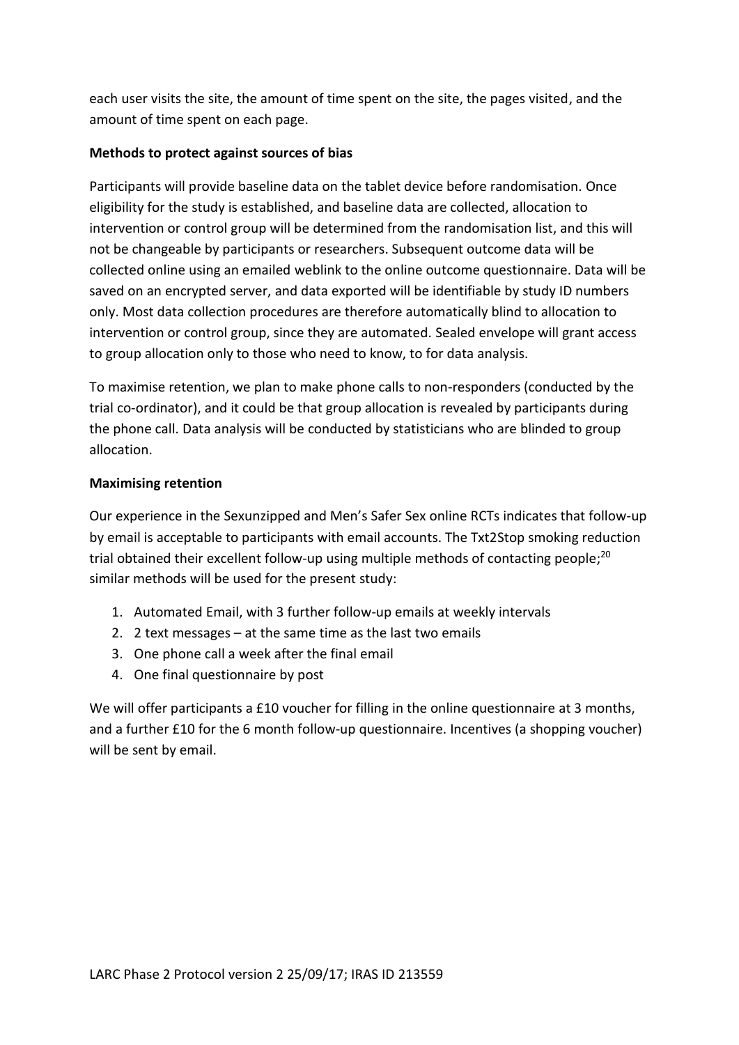each user visits the site, the amount of time spent on the site, the pages visited, and the amount of time spent on each page.

**Methods to protect against sources of bias**

Participants will provide baseline data on the tablet device before randomisation. Once eligibility for the study is established, and baseline data are collected, allocation to intervention or control group will be determined from the randomisation list, and this will not be changeable by participants or researchers. Subsequent outcome data will be collected online using an emailed weblink to the online outcome questionnaire. Data will be saved on an encrypted server, and data exported will be identifiable by study ID numbers only. Most data collection procedures are therefore automatically blind to allocation to intervention or control group, since they are automated. Sealed envelope will grant access to group allocation only to those who need to know, to for data analysis.

To maximise retention, we plan to make phone calls to non-responders (conducted by the trial co-ordinator), and it could be that group allocation is revealed by participants during the phone call. Data analysis will be conducted by statisticians who are blinded to group allocation.

**Maximising retention**

Our experience in the Sexunzipped and Men's Safer Sex online RCTs indicates that follow-up by email is acceptable to participants with email accounts. The Txt2Stop smoking reduction trial obtained their excellent follow-up using multiple methods of contacting people;[20] similar methods will be used for the present study:

1. Automated Email, with 3 further follow-up emails at weekly intervals
2. 2 text messages – at the same time as the last two emails
3. One phone call a week after the final email
4. One final questionnaire by post

We will offer participants a £10 voucher for filling in the online questionnaire at 3 months, and a further £10 for the 6 month follow-up questionnaire. Incentives (a shopping voucher) will be sent by email.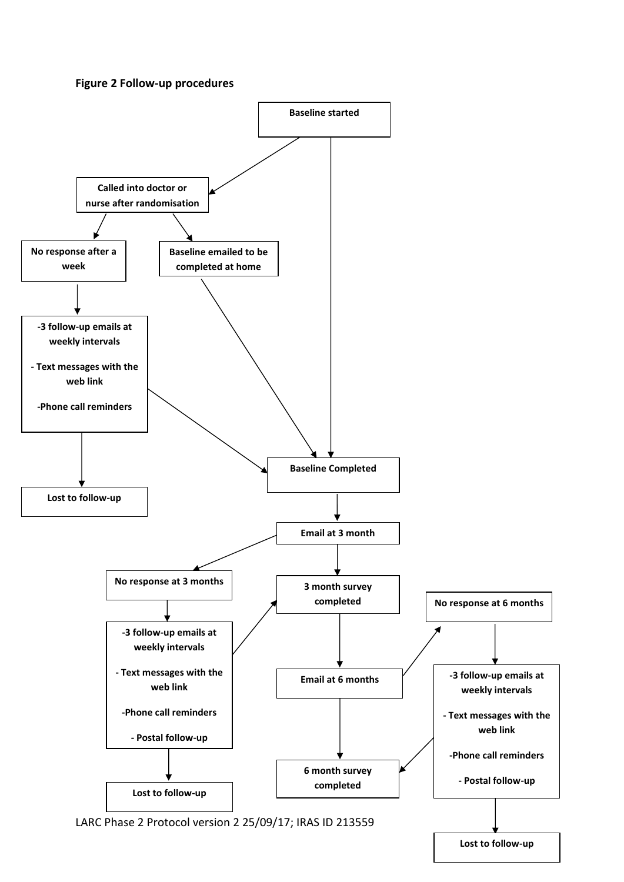**Figure 2 Follow-up procedures**

Baseline started

Called into doctor or nurse after randomisation

No response after a week

Baseline emailed to be completed at home

- 3 follow-up emails at weekly intervals
- Text messages with the web link
- Phone call reminders

Baseline Completed

Lost to follow-up

Email at 3 month

No response at 3 months

3 month survey completed

No response at 6 months

- 3 follow-up emails at weekly intervals
- Text messages with the web link
- Phone call reminders
- Postal follow-up

Email at 6 months

- 3 follow-up emails at weekly intervals
- Text messages with the web link
- Phone call reminders
- Postal follow-up

6 month survey completed

Lost to follow-up

Lost to follow-up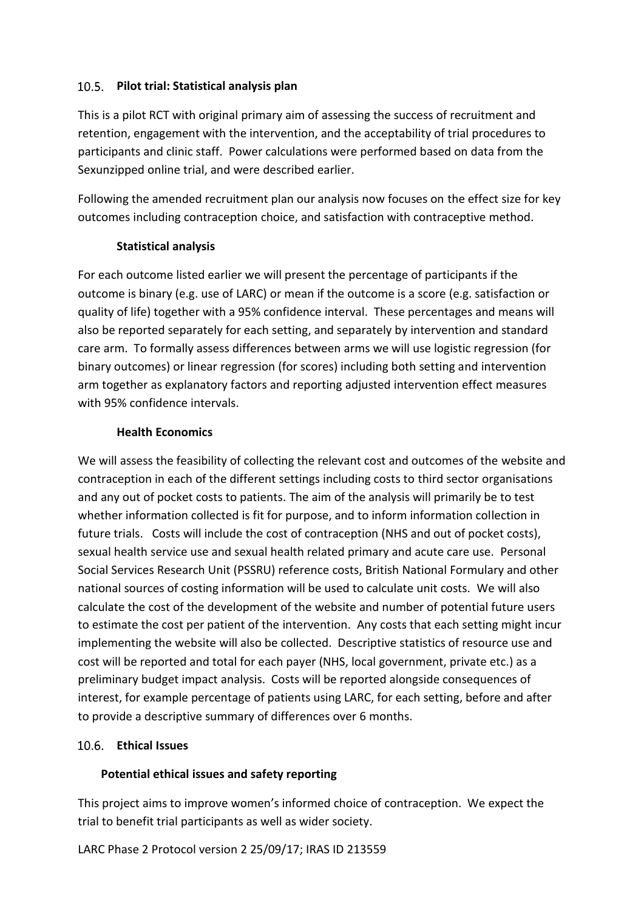## 10.5. Pilot trial: Statistical analysis plan

This is a pilot RCT with original primary aim of assessing the success of recruitment and retention, engagement with the intervention, and the acceptability of trial procedures to participants and clinic staff. Power calculations were performed based on data from the Sexunzipped online trial, and were described earlier.

Following the amended recruitment plan our analysis now focuses on the effect size for key outcomes including contraception choice, and satisfaction with contraceptive method.

### Statistical analysis

For each outcome listed earlier we will present the percentage of participants if the outcome is binary (e.g. use of LARC) or mean if the outcome is a score (e.g. satisfaction or quality of life) together with a 95% confidence interval. These percentages and means will also be reported separately for each setting, and separately by intervention and standard care arm. To formally assess differences between arms we will use logistic regression (for binary outcomes) or linear regression (for scores) including both setting and intervention arm together as explanatory factors and reporting adjusted intervention effect measures with 95% confidence intervals.

### Health Economics

We will assess the feasibility of collecting the relevant cost and outcomes of the website and contraception in each of the different settings including costs to third sector organisations and any out of pocket costs to patients. The aim of the analysis will primarily be to test whether information collected is fit for purpose, and to inform information collection in future trials. Costs will include the cost of contraception (NHS and out of pocket costs), sexual health service use and sexual health related primary and acute care use. Personal Social Services Research Unit (PSSRU) reference costs, British National Formulary and other national sources of costing information will be used to calculate unit costs. We will also calculate the cost of the development of the website and number of potential future users to estimate the cost per patient of the intervention. Any costs that each setting might incur implementing the website will also be collected. Descriptive statistics of resource use and cost will be reported and total for each payer (NHS, local government, private etc.) as a preliminary budget impact analysis. Costs will be reported alongside consequences of interest, for example percentage of patients using LARC, for each setting, before and after to provide a descriptive summary of differences over 6 months.

## 10.6. Ethical Issues

### Potential ethical issues and safety reporting

This project aims to improve women's informed choice of contraception. We expect the trial to benefit trial participants as well as wider society.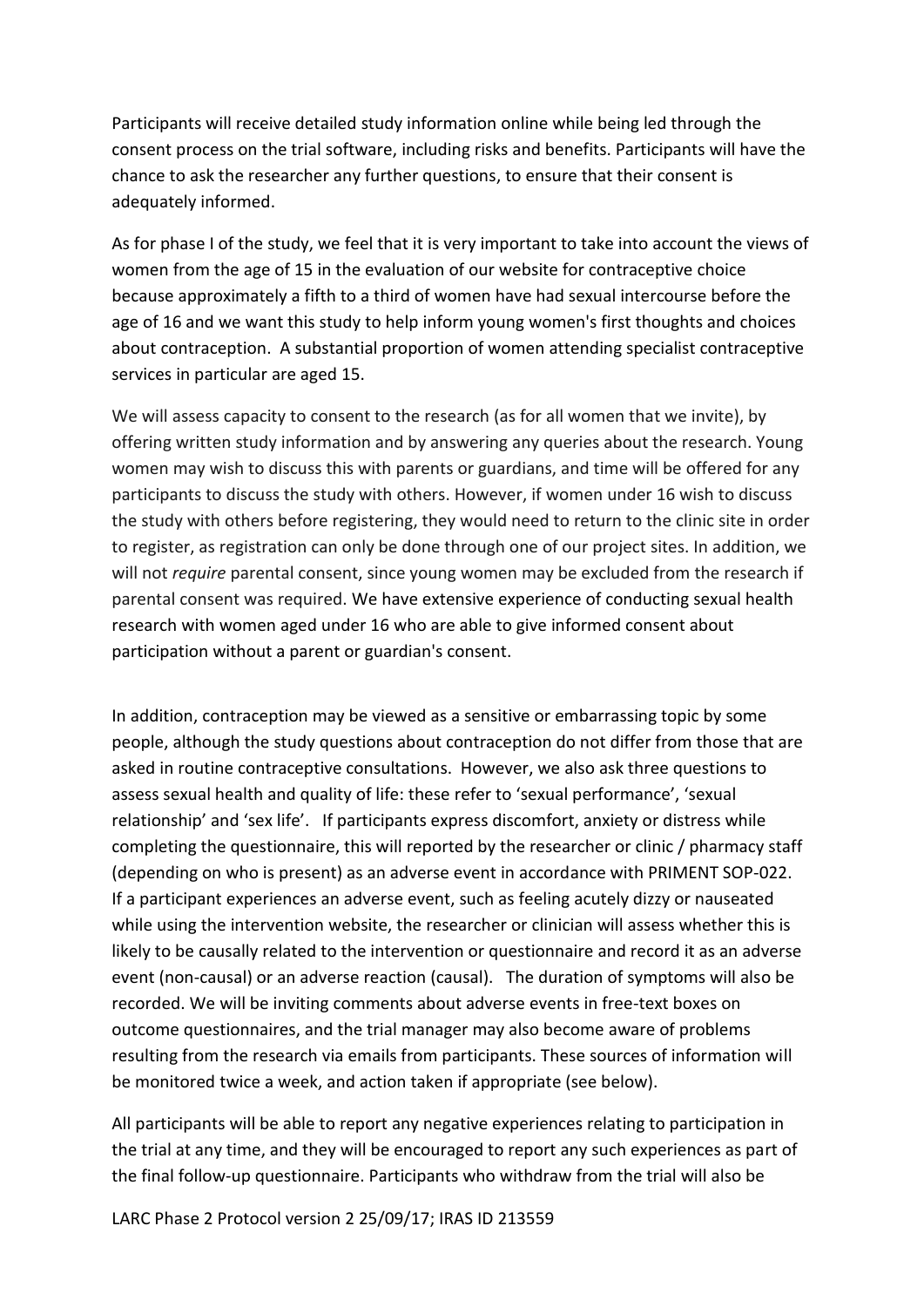Participants will receive detailed study information online while being led through the consent process on the trial software, including risks and benefits. Participants will have the chance to ask the researcher any further questions, to ensure that their consent is adequately informed.

As for phase I of the study, we feel that it is very important to take into account the views of women from the age of 15 in the evaluation of our website for contraceptive choice because approximately a fifth to a third of women have had sexual intercourse before the age of 16 and we want this study to help inform young women's first thoughts and choices about contraception. A substantial proportion of women attending specialist contraceptive services in particular are aged 15.

We will assess capacity to consent to the research (as for all women that we invite), by offering written study information and by answering any queries about the research. Young women may wish to discuss this with parents or guardians, and time will be offered for any participants to discuss the study with others. However, if women under 16 wish to discuss the study with others before registering, they would need to return to the clinic site in order to register, as registration can only be done through one of our project sites. In addition, we will not *require* parental consent, since young women may be excluded from the research if parental consent was required. We have extensive experience of conducting sexual health research with women aged under 16 who are able to give informed consent about participation without a parent or guardian's consent.

In addition, contraception may be viewed as a sensitive or embarrassing topic by some people, although the study questions about contraception do not differ from those that are asked in routine contraceptive consultations. However, we also ask three questions to assess sexual health and quality of life: these refer to 'sexual performance', 'sexual relationship' and 'sex life'. If participants express discomfort, anxiety or distress while completing the questionnaire, this will reported by the researcher or clinic / pharmacy staff (depending on who is present) as an adverse event in accordance with PRIMENT SOP-022. If a participant experiences an adverse event, such as feeling acutely dizzy or nauseated while using the intervention website, the researcher or clinician will assess whether this is likely to be causally related to the intervention or questionnaire and record it as an adverse event (non-causal) or an adverse reaction (causal). The duration of symptoms will also be recorded. We will be inviting comments about adverse events in free-text boxes on outcome questionnaires, and the trial manager may also become aware of problems resulting from the research via emails from participants. These sources of information will be monitored twice a week, and action taken if appropriate (see below).

All participants will be able to report any negative experiences relating to participation in the trial at any time, and they will be encouraged to report any such experiences as part of the final follow-up questionnaire. Participants who withdraw from the trial will also be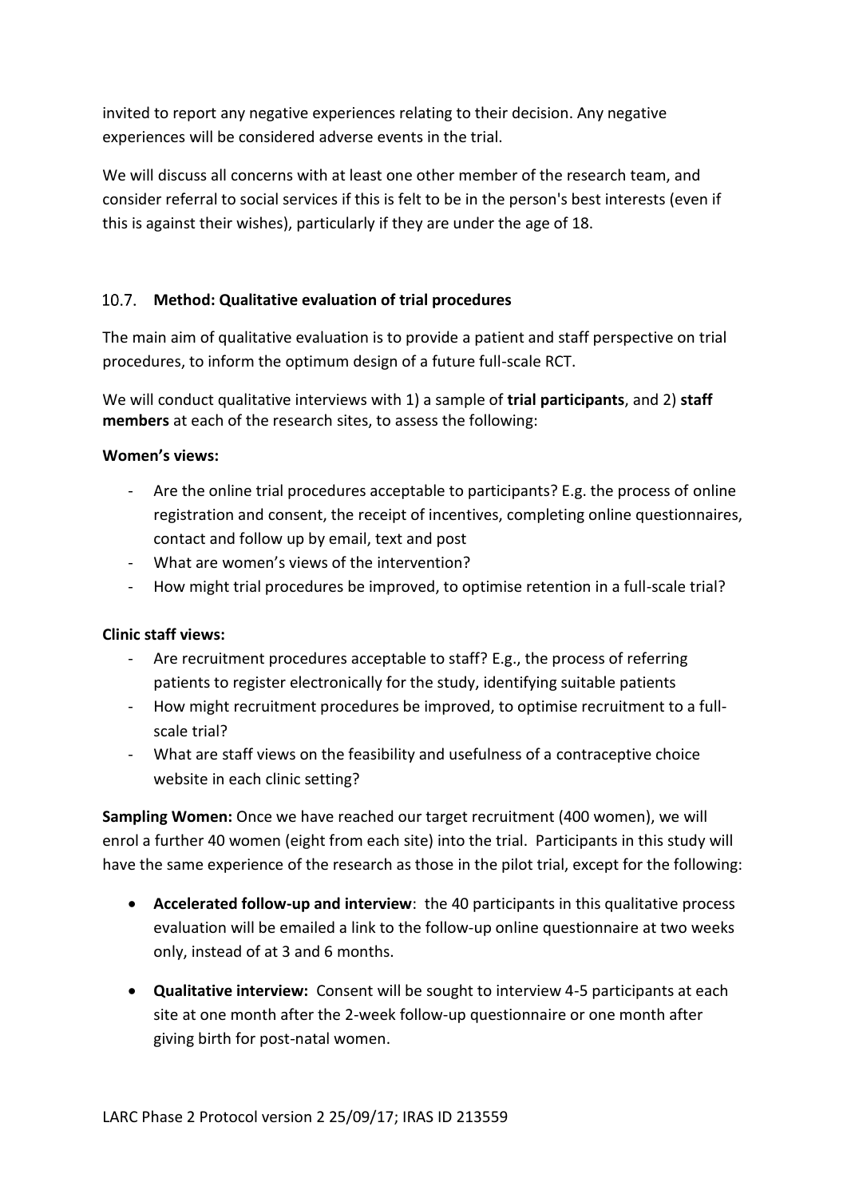invited to report any negative experiences relating to their decision. Any negative experiences will be considered adverse events in the trial.

We will discuss all concerns with at least one other member of the research team, and consider referral to social services if this is felt to be in the person's best interests (even if this is against their wishes), particularly if they are under the age of 18.

## 10.7. Method: Qualitative evaluation of trial procedures

The main aim of qualitative evaluation is to provide a patient and staff perspective on trial procedures, to inform the optimum design of a future full-scale RCT.

We will conduct qualitative interviews with 1) a sample of **trial participants**, and 2) **staff members** at each of the research sites, to assess the following:

**Women's views:**

- Are the online trial procedures acceptable to participants? E.g. the process of online registration and consent, the receipt of incentives, completing online questionnaires, contact and follow up by email, text and post
- What are women's views of the intervention?
- How might trial procedures be improved, to optimise retention in a full-scale trial?

**Clinic staff views:**

- Are recruitment procedures acceptable to staff? E.g., the process of referring patients to register electronically for the study, identifying suitable patients
- How might recruitment procedures be improved, to optimise recruitment to a full-scale trial?
- What are staff views on the feasibility and usefulness of a contraceptive choice website in each clinic setting?

**Sampling Women:** Once we have reached our target recruitment (400 women), we will enrol a further 40 women (eight from each site) into the trial. Participants in this study will have the same experience of the research as those in the pilot trial, except for the following:

- **Accelerated follow-up and interview**: the 40 participants in this qualitative process evaluation will be emailed a link to the follow-up online questionnaire at two weeks only, instead of at 3 and 6 months.
- **Qualitative interview:** Consent will be sought to interview 4-5 participants at each site at one month after the 2-week follow-up questionnaire or one month after giving birth for post-natal women.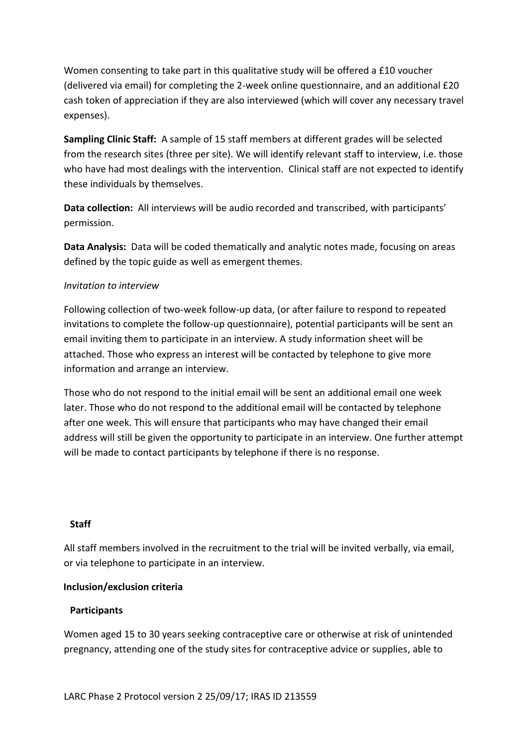Women consenting to take part in this qualitative study will be offered a £10 voucher (delivered via email) for completing the 2-week online questionnaire, and an additional £20 cash token of appreciation if they are also interviewed (which will cover any necessary travel expenses).

**Sampling Clinic Staff:** A sample of 15 staff members at different grades will be selected from the research sites (three per site). We will identify relevant staff to interview, i.e. those who have had most dealings with the intervention. Clinical staff are not expected to identify these individuals by themselves.

**Data collection:** All interviews will be audio recorded and transcribed, with participants' permission.

**Data Analysis:** Data will be coded thematically and analytic notes made, focusing on areas defined by the topic guide as well as emergent themes.

*Invitation to interview*

Following collection of two-week follow-up data, (or after failure to respond to repeated invitations to complete the follow-up questionnaire), potential participants will be sent an email inviting them to participate in an interview. A study information sheet will be attached. Those who express an interest will be contacted by telephone to give more information and arrange an interview.

Those who do not respond to the initial email will be sent an additional email one week later. Those who do not respond to the additional email will be contacted by telephone after one week. This will ensure that participants who may have changed their email address will still be given the opportunity to participate in an interview. One further attempt will be made to contact participants by telephone if there is no response.

**Staff**

All staff members involved in the recruitment to the trial will be invited verbally, via email, or via telephone to participate in an interview.

**Inclusion/exclusion criteria**

**Participants**

Women aged 15 to 30 years seeking contraceptive care or otherwise at risk of unintended pregnancy, attending one of the study sites for contraceptive advice or supplies, able to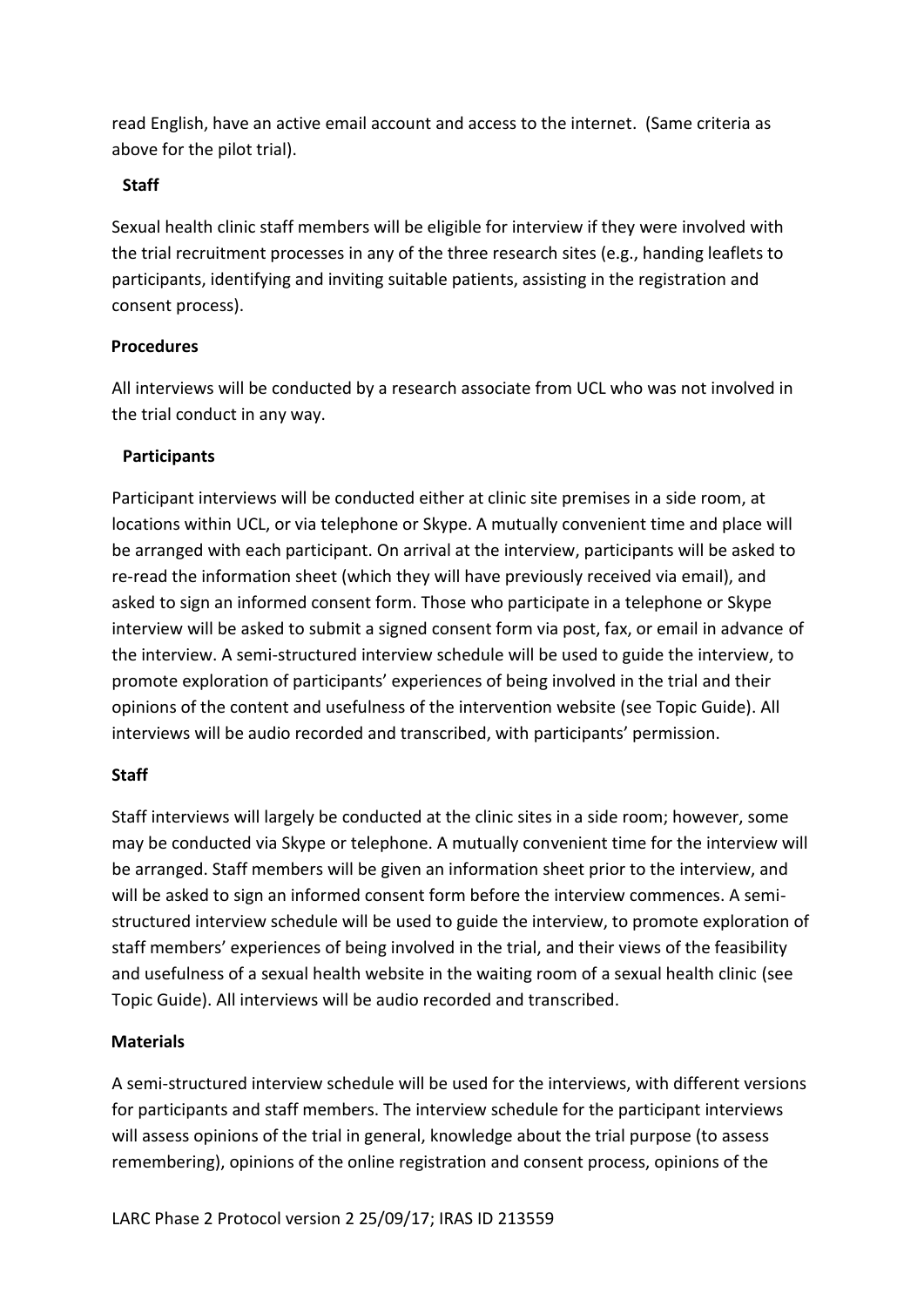read English, have an active email account and access to the internet. (Same criteria as above for the pilot trial).

**Staff**

Sexual health clinic staff members will be eligible for interview if they were involved with the trial recruitment processes in any of the three research sites (e.g., handing leaflets to participants, identifying and inviting suitable patients, assisting in the registration and consent process).

**Procedures**

All interviews will be conducted by a research associate from UCL who was not involved in the trial conduct in any way.

**Participants**

Participant interviews will be conducted either at clinic site premises in a side room, at locations within UCL, or via telephone or Skype. A mutually convenient time and place will be arranged with each participant. On arrival at the interview, participants will be asked to re-read the information sheet (which they will have previously received via email), and asked to sign an informed consent form. Those who participate in a telephone or Skype interview will be asked to submit a signed consent form via post, fax, or email in advance of the interview. A semi-structured interview schedule will be used to guide the interview, to promote exploration of participants' experiences of being involved in the trial and their opinions of the content and usefulness of the intervention website (see Topic Guide). All interviews will be audio recorded and transcribed, with participants' permission.

**Staff**

Staff interviews will largely be conducted at the clinic sites in a side room; however, some may be conducted via Skype or telephone. A mutually convenient time for the interview will be arranged. Staff members will be given an information sheet prior to the interview, and will be asked to sign an informed consent form before the interview commences. A semi-structured interview schedule will be used to guide the interview, to promote exploration of staff members' experiences of being involved in the trial, and their views of the feasibility and usefulness of a sexual health website in the waiting room of a sexual health clinic (see Topic Guide). All interviews will be audio recorded and transcribed.

**Materials**

A semi-structured interview schedule will be used for the interviews, with different versions for participants and staff members. The interview schedule for the participant interviews will assess opinions of the trial in general, knowledge about the trial purpose (to assess remembering), opinions of the online registration and consent process, opinions of the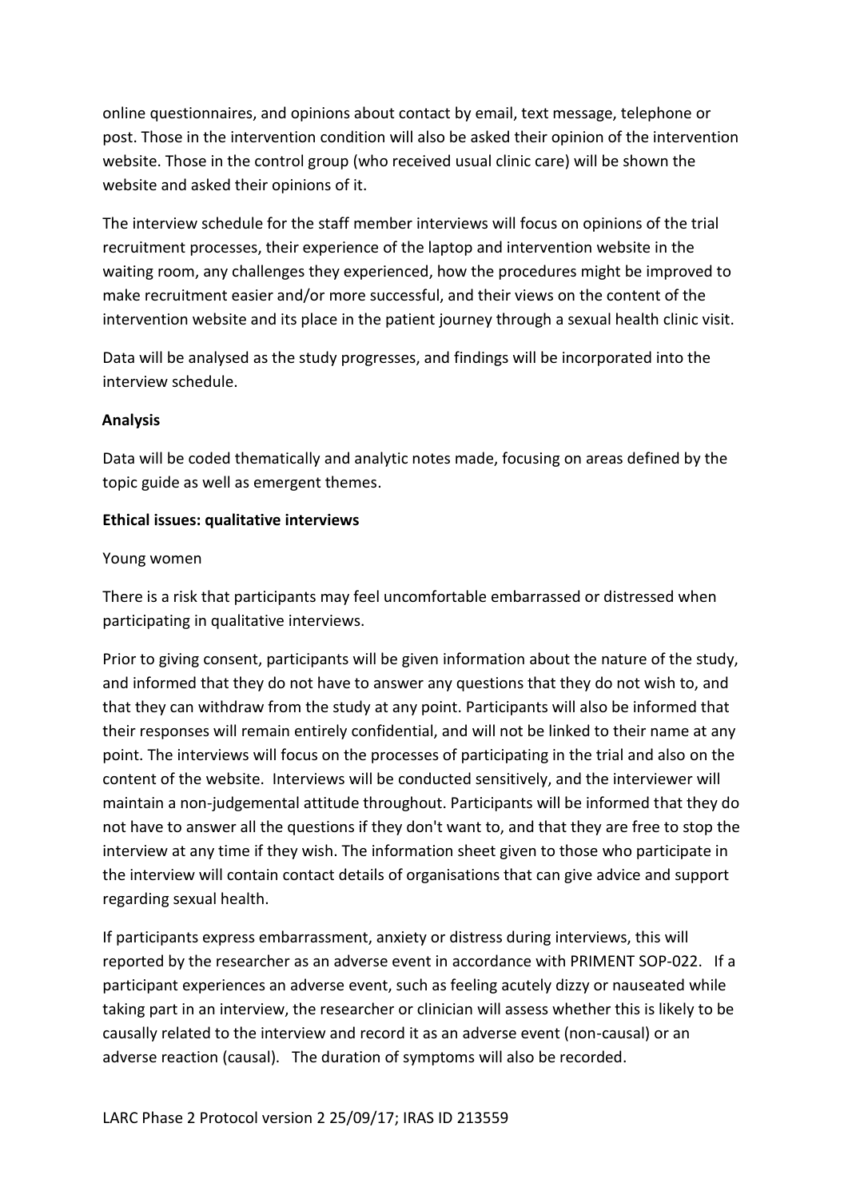online questionnaires, and opinions about contact by email, text message, telephone or post. Those in the intervention condition will also be asked their opinion of the intervention website. Those in the control group (who received usual clinic care) will be shown the website and asked their opinions of it.

The interview schedule for the staff member interviews will focus on opinions of the trial recruitment processes, their experience of the laptop and intervention website in the waiting room, any challenges they experienced, how the procedures might be improved to make recruitment easier and/or more successful, and their views on the content of the intervention website and its place in the patient journey through a sexual health clinic visit.

Data will be analysed as the study progresses, and findings will be incorporated into the interview schedule.

**Analysis**

Data will be coded thematically and analytic notes made, focusing on areas defined by the topic guide as well as emergent themes.

**Ethical issues: qualitative interviews**

Young women

There is a risk that participants may feel uncomfortable embarrassed or distressed when participating in qualitative interviews.

Prior to giving consent, participants will be given information about the nature of the study, and informed that they do not have to answer any questions that they do not wish to, and that they can withdraw from the study at any point. Participants will also be informed that their responses will remain entirely confidential, and will not be linked to their name at any point. The interviews will focus on the processes of participating in the trial and also on the content of the website. Interviews will be conducted sensitively, and the interviewer will maintain a non-judgemental attitude throughout. Participants will be informed that they do not have to answer all the questions if they don't want to, and that they are free to stop the interview at any time if they wish. The information sheet given to those who participate in the interview will contain contact details of organisations that can give advice and support regarding sexual health.

If participants express embarrassment, anxiety or distress during interviews, this will reported by the researcher as an adverse event in accordance with PRIMENT SOP-022. If a participant experiences an adverse event, such as feeling acutely dizzy or nauseated while taking part in an interview, the researcher or clinician will assess whether this is likely to be causally related to the interview and record it as an adverse event (non-causal) or an adverse reaction (causal). The duration of symptoms will also be recorded.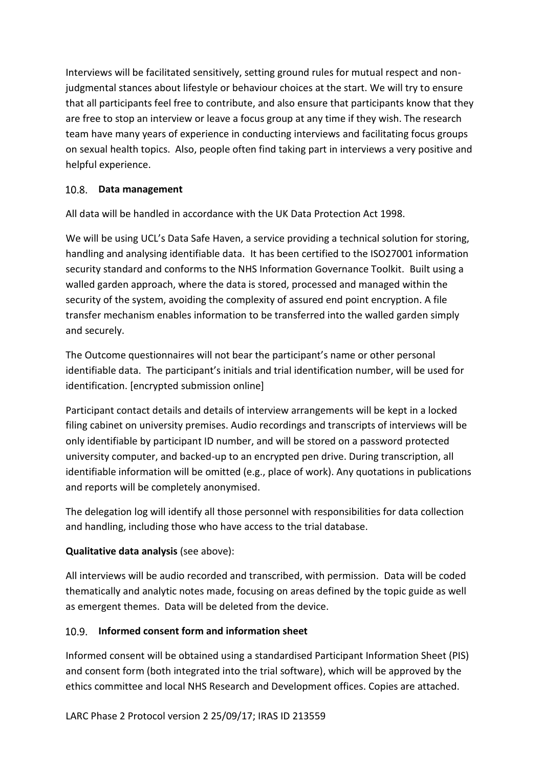Interviews will be facilitated sensitively, setting ground rules for mutual respect and non-judgmental stances about lifestyle or behaviour choices at the start. We will try to ensure that all participants feel free to contribute, and also ensure that participants know that they are free to stop an interview or leave a focus group at any time if they wish. The research team have many years of experience in conducting interviews and facilitating focus groups on sexual health topics. Also, people often find taking part in interviews a very positive and helpful experience.

## 10.8. Data management

All data will be handled in accordance with the UK Data Protection Act 1998.

We will be using UCL's Data Safe Haven, a service providing a technical solution for storing, handling and analysing identifiable data. It has been certified to the ISO27001 information security standard and conforms to the NHS Information Governance Toolkit. Built using a walled garden approach, where the data is stored, processed and managed within the security of the system, avoiding the complexity of assured end point encryption. A file transfer mechanism enables information to be transferred into the walled garden simply and securely.

The Outcome questionnaires will not bear the participant's name or other personal identifiable data. The participant's initials and trial identification number, will be used for identification. [encrypted submission online]

Participant contact details and details of interview arrangements will be kept in a locked filing cabinet on university premises. Audio recordings and transcripts of interviews will be only identifiable by participant ID number, and will be stored on a password protected university computer, and backed-up to an encrypted pen drive. During transcription, all identifiable information will be omitted (e.g., place of work). Any quotations in publications and reports will be completely anonymised.

The delegation log will identify all those personnel with responsibilities for data collection and handling, including those who have access to the trial database.

**Qualitative data analysis** (see above):

All interviews will be audio recorded and transcribed, with permission. Data will be coded thematically and analytic notes made, focusing on areas defined by the topic guide as well as emergent themes. Data will be deleted from the device.

## 10.9. Informed consent form and information sheet

Informed consent will be obtained using a standardised Participant Information Sheet (PIS) and consent form (both integrated into the trial software), which will be approved by the ethics committee and local NHS Research and Development offices. Copies are attached.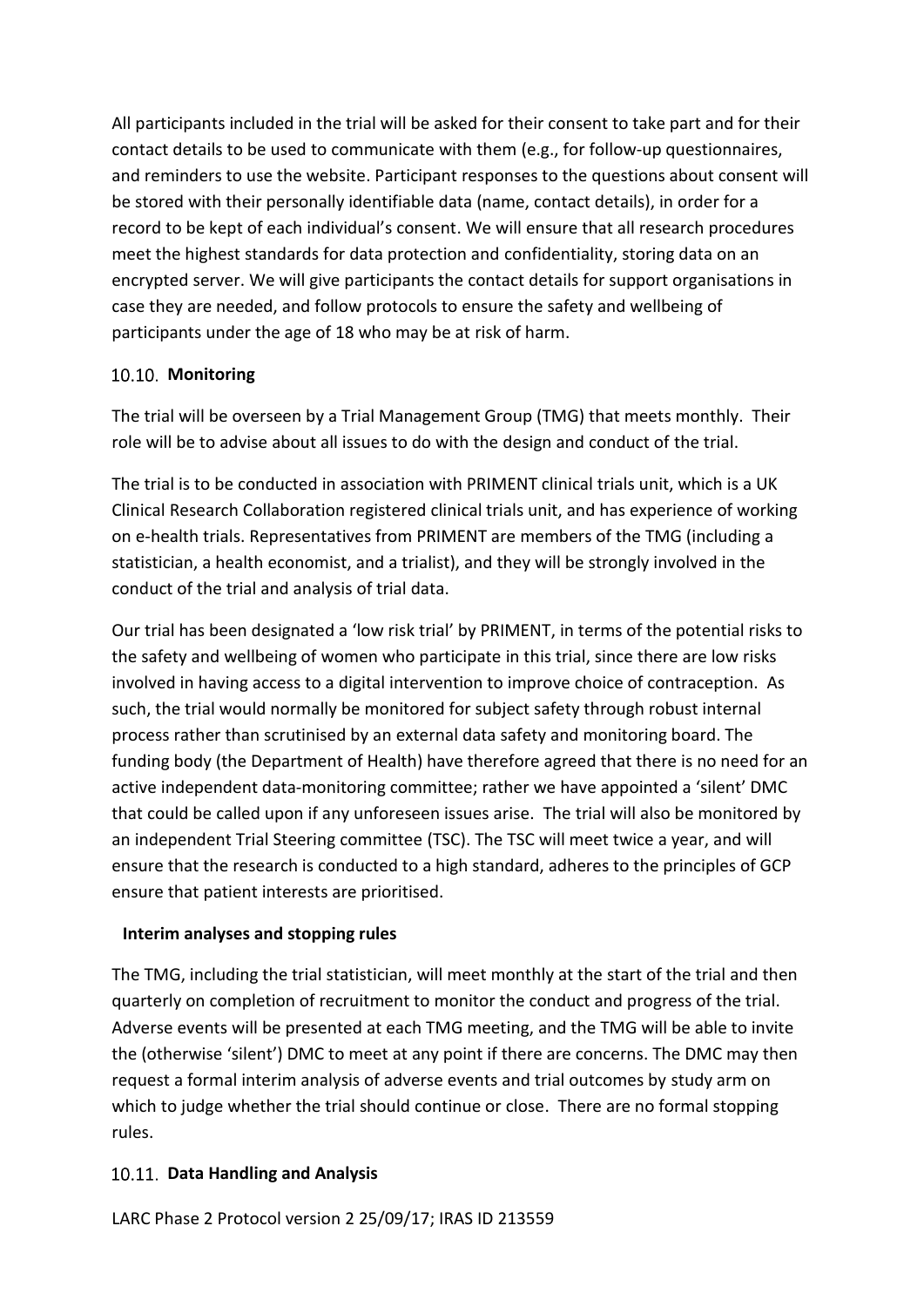All participants included in the trial will be asked for their consent to take part and for their contact details to be used to communicate with them (e.g., for follow-up questionnaires, and reminders to use the website. Participant responses to the questions about consent will be stored with their personally identifiable data (name, contact details), in order for a record to be kept of each individual's consent. We will ensure that all research procedures meet the highest standards for data protection and confidentiality, storing data on an encrypted server. We will give participants the contact details for support organisations in case they are needed, and follow protocols to ensure the safety and wellbeing of participants under the age of 18 who may be at risk of harm.

### 10.10. Monitoring

The trial will be overseen by a Trial Management Group (TMG) that meets monthly. Their role will be to advise about all issues to do with the design and conduct of the trial.

The trial is to be conducted in association with PRIMENT clinical trials unit, which is a UK Clinical Research Collaboration registered clinical trials unit, and has experience of working on e-health trials. Representatives from PRIMENT are members of the TMG (including a statistician, a health economist, and a trialist), and they will be strongly involved in the conduct of the trial and analysis of trial data.

Our trial has been designated a 'low risk trial' by PRIMENT, in terms of the potential risks to the safety and wellbeing of women who participate in this trial, since there are low risks involved in having access to a digital intervention to improve choice of contraception. As such, the trial would normally be monitored for subject safety through robust internal process rather than scrutinised by an external data safety and monitoring board. The funding body (the Department of Health) have therefore agreed that there is no need for an active independent data-monitoring committee; rather we have appointed a 'silent' DMC that could be called upon if any unforeseen issues arise. The trial will also be monitored by an independent Trial Steering committee (TSC). The TSC will meet twice a year, and will ensure that the research is conducted to a high standard, adheres to the principles of GCP ensure that patient interests are prioritised.

#### Interim analyses and stopping rules

The TMG, including the trial statistician, will meet monthly at the start of the trial and then quarterly on completion of recruitment to monitor the conduct and progress of the trial. Adverse events will be presented at each TMG meeting, and the TMG will be able to invite the (otherwise 'silent') DMC to meet at any point if there are concerns. The DMC may then request a formal interim analysis of adverse events and trial outcomes by study arm on which to judge whether the trial should continue or close. There are no formal stopping rules.

### 10.11. Data Handling and Analysis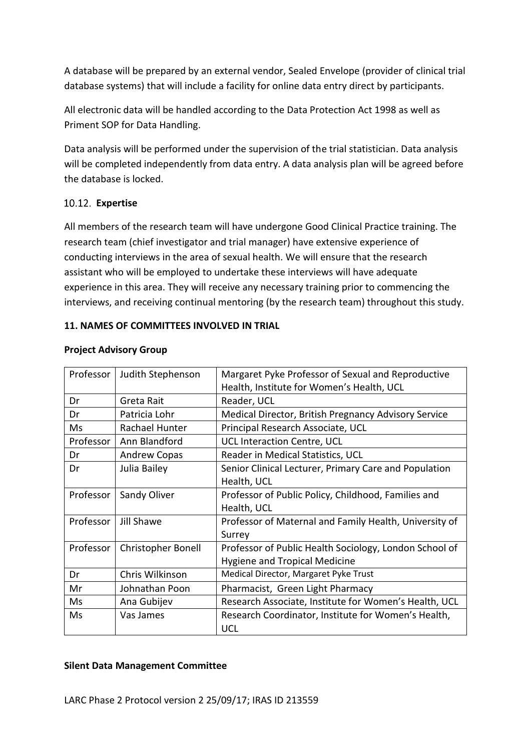A database will be prepared by an external vendor, Sealed Envelope (provider of clinical trial database systems) that will include a facility for online data entry direct by participants.

All electronic data will be handled according to the Data Protection Act 1998 as well as Priment SOP for Data Handling.

Data analysis will be performed under the supervision of the trial statistician. Data analysis will be completed independently from data entry. A data analysis plan will be agreed before the database is locked.

### 10.12. Expertise

All members of the research team will have undergone Good Clinical Practice training. The research team (chief investigator and trial manager) have extensive experience of conducting interviews in the area of sexual health. We will ensure that the research assistant who will be employed to undertake these interviews will have adequate experience in this area. They will receive any necessary training prior to commencing the interviews, and receiving continual mentoring (by the research team) throughout this study.

## 11. NAMES OF COMMITTEES INVOLVED IN TRIAL

**Project Advisory Group**

| | | |
|---|---|---|
| Professor | Judith Stephenson | Margaret Pyke Professor of Sexual and Reproductive Health, Institute for Women's Health, UCL |
| Dr | Greta Rait | Reader, UCL |
| Dr | Patricia Lohr | Medical Director, British Pregnancy Advisory Service |
| Ms | Rachael Hunter | Principal Research Associate, UCL |
| Professor | Ann Blandford | UCL Interaction Centre, UCL |
| Dr | Andrew Copas | Reader in Medical Statistics, UCL |
| Dr | Julia Bailey | Senior Clinical Lecturer, Primary Care and Population Health, UCL |
| Professor | Sandy Oliver | Professor of Public Policy, Childhood, Families and Health, UCL |
| Professor | Jill Shawe | Professor of Maternal and Family Health, University of Surrey |
| Professor | Christopher Bonell | Professor of Public Health Sociology, London School of Hygiene and Tropical Medicine |
| Dr | Chris Wilkinson | Medical Director, Margaret Pyke Trust |
| Mr | Johnathan Poon | Pharmacist, Green Light Pharmacy |
| Ms | Ana Gubijev | Research Associate, Institute for Women's Health, UCL |
| Ms | Vas James | Research Coordinator, Institute for Women's Health, UCL |

**Silent Data Management Committee**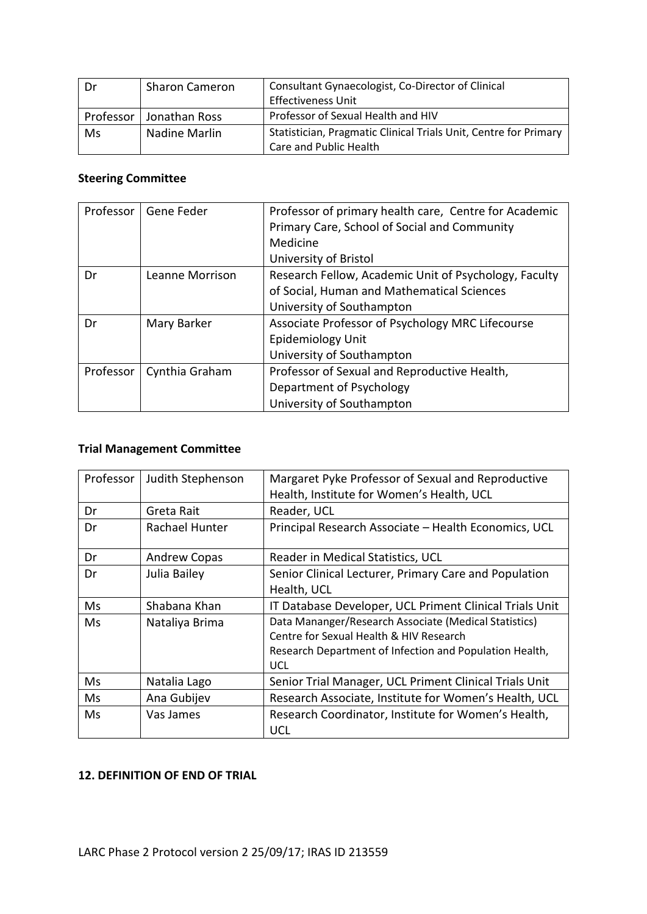| Dr | Sharon Cameron | Consultant Gynaecologist, Co-Director of Clinical Effectiveness Unit |
|---|---|---|
| Professor | Jonathan Ross | Professor of Sexual Health and HIV |
| Ms | Nadine Marlin | Statistician, Pragmatic Clinical Trials Unit, Centre for Primary Care and Public Health |

**Steering Committee**

| Professor | Gene Feder | Professor of primary health care, Centre for Academic Primary Care, School of Social and Community Medicine<br>University of Bristol |
|---|---|---|
| Dr | Leanne Morrison | Research Fellow, Academic Unit of Psychology, Faculty of Social, Human and Mathematical Sciences<br>University of Southampton |
| Dr | Mary Barker | Associate Professor of Psychology MRC Lifecourse Epidemiology Unit<br>University of Southampton |
| Professor | Cynthia Graham | Professor of Sexual and Reproductive Health, Department of Psychology<br>University of Southampton |

**Trial Management Committee**

| Professor | Judith Stephenson | Margaret Pyke Professor of Sexual and Reproductive Health, Institute for Women's Health, UCL |
|---|---|---|
| Dr | Greta Rait | Reader, UCL |
| Dr | Rachael Hunter | Principal Research Associate – Health Economics, UCL |
| Dr | Andrew Copas | Reader in Medical Statistics, UCL |
| Dr | Julia Bailey | Senior Clinical Lecturer, Primary Care and Population Health, UCL |
| Ms | Shabana Khan | IT Database Developer, UCL Priment Clinical Trials Unit |
| Ms | Nataliya Brima | Data Mananger/Research Associate (Medical Statistics)<br>Centre for Sexual Health & HIV Research<br>Research Department of Infection and Population Health, UCL |
| Ms | Natalia Lago | Senior Trial Manager, UCL Priment Clinical Trials Unit |
| Ms | Ana Gubijev | Research Associate, Institute for Women's Health, UCL |
| Ms | Vas James | Research Coordinator, Institute for Women's Health, UCL |

**12. DEFINITION OF END OF TRIAL**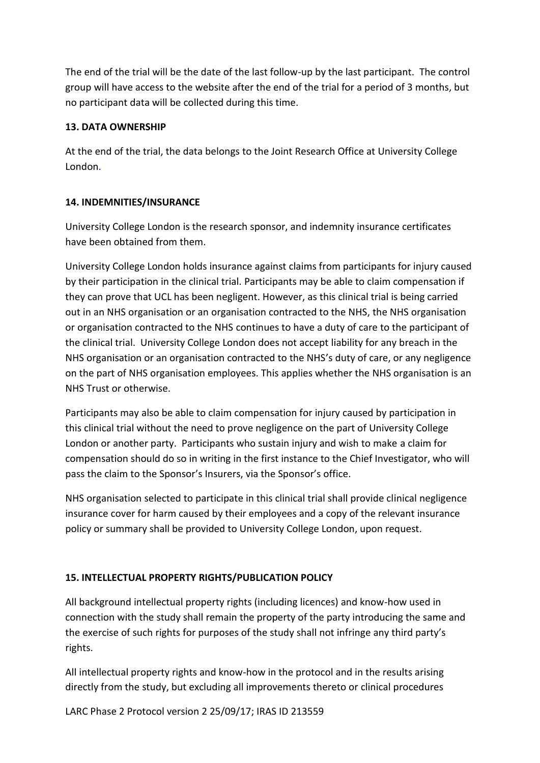The end of the trial will be the date of the last follow-up by the last participant. The control group will have access to the website after the end of the trial for a period of 3 months, but no participant data will be collected during this time.

## 13. DATA OWNERSHIP

At the end of the trial, the data belongs to the Joint Research Office at University College London.

## 14. INDEMNITIES/INSURANCE

University College London is the research sponsor, and indemnity insurance certificates have been obtained from them.

University College London holds insurance against claims from participants for injury caused by their participation in the clinical trial. Participants may be able to claim compensation if they can prove that UCL has been negligent. However, as this clinical trial is being carried out in an NHS organisation or an organisation contracted to the NHS, the NHS organisation or organisation contracted to the NHS continues to have a duty of care to the participant of the clinical trial. University College London does not accept liability for any breach in the NHS organisation or an organisation contracted to the NHS's duty of care, or any negligence on the part of NHS organisation employees. This applies whether the NHS organisation is an NHS Trust or otherwise.

Participants may also be able to claim compensation for injury caused by participation in this clinical trial without the need to prove negligence on the part of University College London or another party. Participants who sustain injury and wish to make a claim for compensation should do so in writing in the first instance to the Chief Investigator, who will pass the claim to the Sponsor's Insurers, via the Sponsor's office.

NHS organisation selected to participate in this clinical trial shall provide clinical negligence insurance cover for harm caused by their employees and a copy of the relevant insurance policy or summary shall be provided to University College London, upon request.

## 15. INTELLECTUAL PROPERTY RIGHTS/PUBLICATION POLICY

All background intellectual property rights (including licences) and know-how used in connection with the study shall remain the property of the party introducing the same and the exercise of such rights for purposes of the study shall not infringe any third party's rights.

All intellectual property rights and know-how in the protocol and in the results arising directly from the study, but excluding all improvements thereto or clinical procedures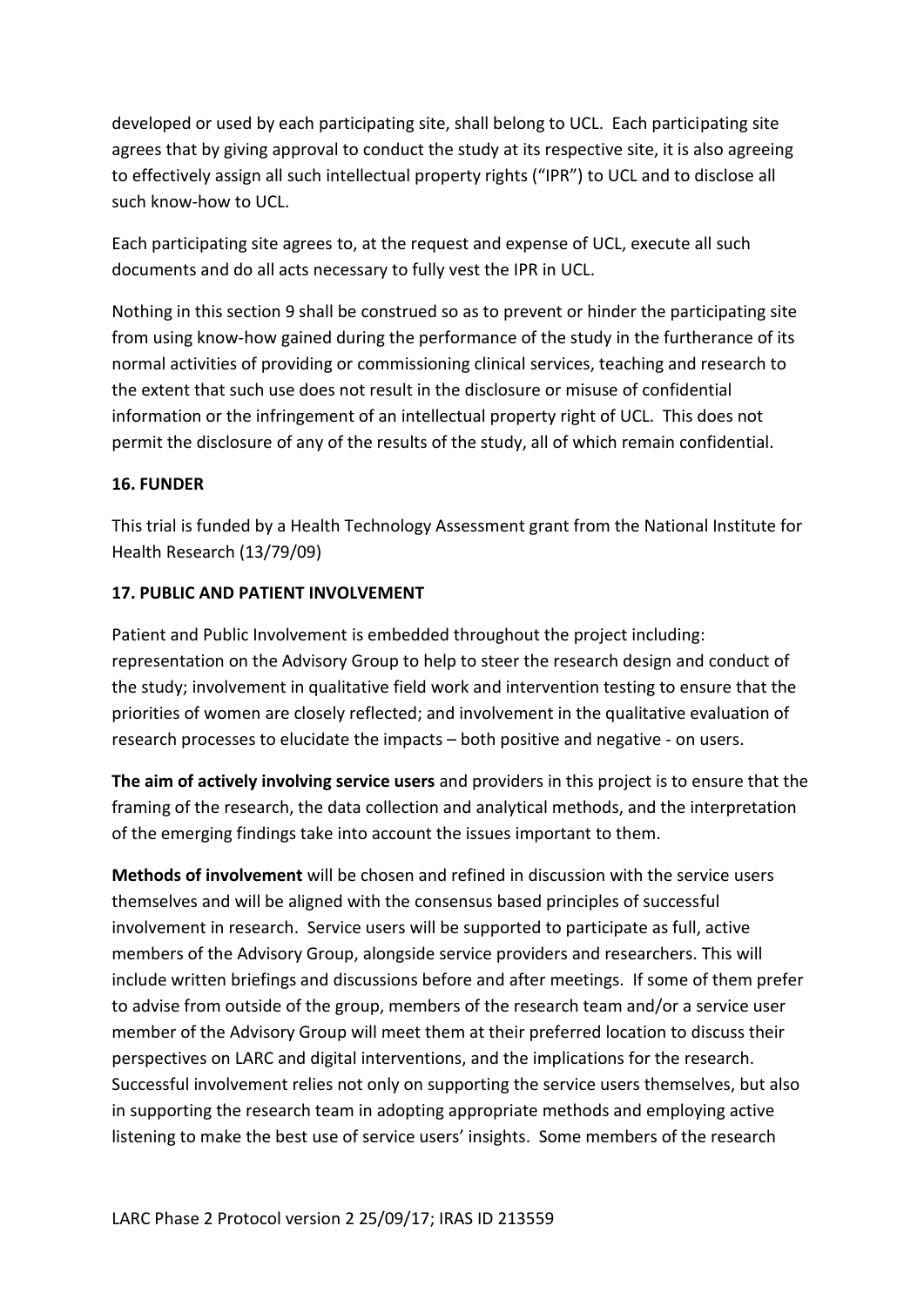developed or used by each participating site, shall belong to UCL. Each participating site agrees that by giving approval to conduct the study at its respective site, it is also agreeing to effectively assign all such intellectual property rights ("IPR") to UCL and to disclose all such know-how to UCL.

Each participating site agrees to, at the request and expense of UCL, execute all such documents and do all acts necessary to fully vest the IPR in UCL.

Nothing in this section 9 shall be construed so as to prevent or hinder the participating site from using know-how gained during the performance of the study in the furtherance of its normal activities of providing or commissioning clinical services, teaching and research to the extent that such use does not result in the disclosure or misuse of confidential information or the infringement of an intellectual property right of UCL. This does not permit the disclosure of any of the results of the study, all of which remain confidential.

## 16. FUNDER

This trial is funded by a Health Technology Assessment grant from the National Institute for Health Research (13/79/09)

## 17. PUBLIC AND PATIENT INVOLVEMENT

Patient and Public Involvement is embedded throughout the project including: representation on the Advisory Group to help to steer the research design and conduct of the study; involvement in qualitative field work and intervention testing to ensure that the priorities of women are closely reflected; and involvement in the qualitative evaluation of research processes to elucidate the impacts – both positive and negative - on users.

**The aim of actively involving service users** and providers in this project is to ensure that the framing of the research, the data collection and analytical methods, and the interpretation of the emerging findings take into account the issues important to them.

**Methods of involvement** will be chosen and refined in discussion with the service users themselves and will be aligned with the consensus based principles of successful involvement in research. Service users will be supported to participate as full, active members of the Advisory Group, alongside service providers and researchers. This will include written briefings and discussions before and after meetings. If some of them prefer to advise from outside of the group, members of the research team and/or a service user member of the Advisory Group will meet them at their preferred location to discuss their perspectives on LARC and digital interventions, and the implications for the research. Successful involvement relies not only on supporting the service users themselves, but also in supporting the research team in adopting appropriate methods and employing active listening to make the best use of service users' insights. Some members of the research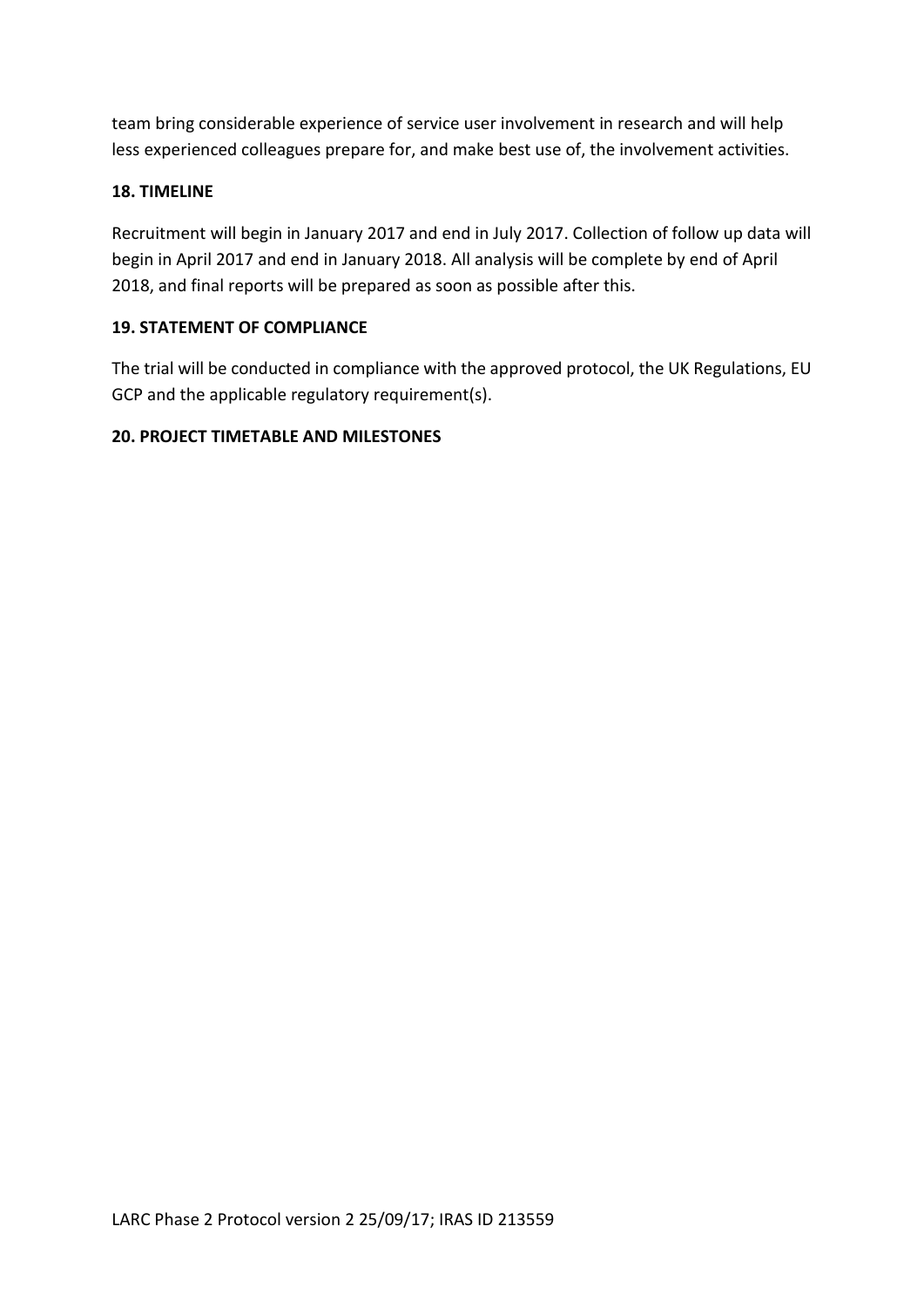team bring considerable experience of service user involvement in research and will help less experienced colleagues prepare for, and make best use of, the involvement activities.

**18. TIMELINE**

Recruitment will begin in January 2017 and end in July 2017. Collection of follow up data will begin in April 2017 and end in January 2018. All analysis will be complete by end of April 2018, and final reports will be prepared as soon as possible after this.

**19. STATEMENT OF COMPLIANCE**

The trial will be conducted in compliance with the approved protocol, the UK Regulations, EU GCP and the applicable regulatory requirement(s).

**20. PROJECT TIMETABLE AND MILESTONES**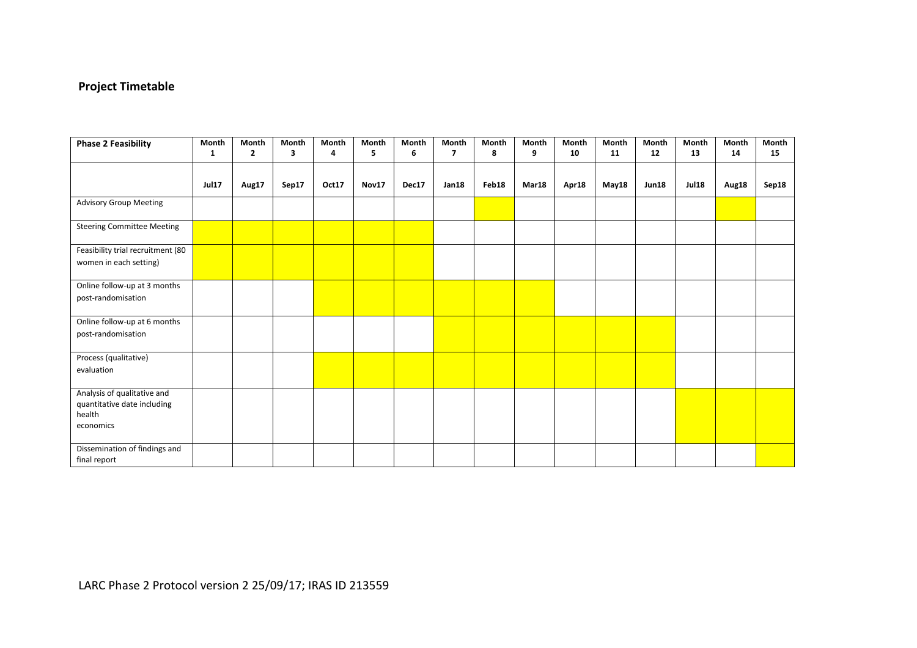## Project Timetable

| Phase 2 Feasibility | Month 1 | Month 2 | Month 3 | Month 4 | Month 5 | Month 6 | Month 7 | Month 8 | Month 9 | Month 10 | Month 11 | Month 12 | Month 13 | Month 14 | Month 15 |
|---|---|---|---|---|---|---|---|---|---|---|---|---|---|---|---|
| | Jul17 | Aug17 | Sep17 | Oct17 | Nov17 | Dec17 | Jan18 | Feb18 | Mar18 | Apr18 | May18 | Jun18 | Jul18 | Aug18 | Sep18 |
| Advisory Group Meeting | | | | | | | | X | | | | | | X | |
| Steering Committee Meeting | X | X | X | X | X | X | | | | | | | | | |
| Feasibility trial recruitment (80 women in each setting) | X | X | X | X | X | X | | | | | | | | | |
| Online follow-up at 3 months post-randomisation | | | | X | X | X | X | X | X | | | | | | |
| Online follow-up at 6 months post-randomisation | | | | | | | X | X | X | X | X | X | | | |
| Process (qualitative) evaluation | | | | X | X | X | X | X | X | X | X | X | | | |
| Analysis of qualitative and quantitative date including health economics | | | | | | | | | | | | | X | X | X |
| Dissemination of findings and final report | | | | | | | | | | | | | | | X |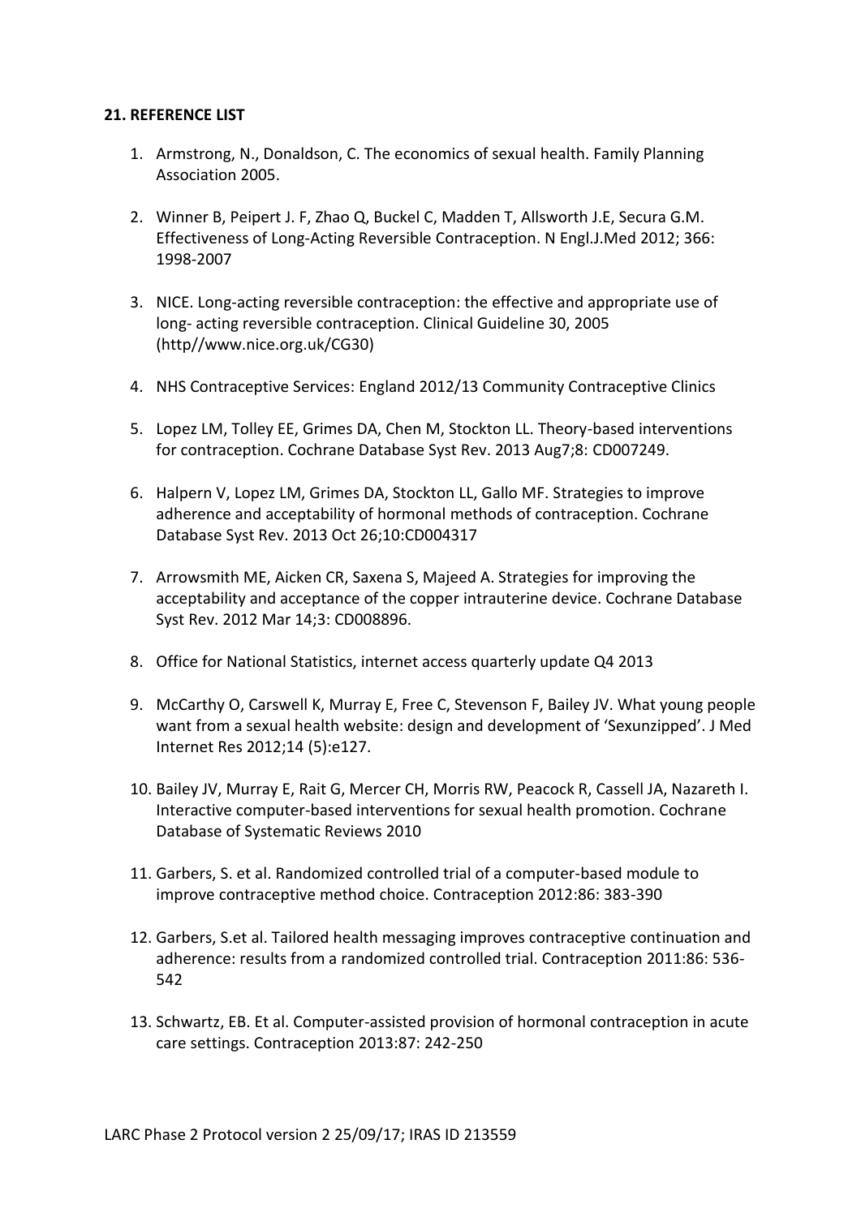**21. REFERENCE LIST**

1. Armstrong, N., Donaldson, C. The economics of sexual health. Family Planning Association 2005.

2. Winner B, Peipert J. F, Zhao Q, Buckel C, Madden T, Allsworth J.E, Secura G.M. Effectiveness of Long-Acting Reversible Contraception. N Engl.J.Med 2012; 366: 1998-2007

3. NICE. Long-acting reversible contraception: the effective and appropriate use of long- acting reversible contraception. Clinical Guideline 30, 2005 (http//www.nice.org.uk/CG30)

4. NHS Contraceptive Services: England 2012/13 Community Contraceptive Clinics

5. Lopez LM, Tolley EE, Grimes DA, Chen M, Stockton LL. Theory-based interventions for contraception. Cochrane Database Syst Rev. 2013 Aug7;8: CD007249.

6. Halpern V, Lopez LM, Grimes DA, Stockton LL, Gallo MF. Strategies to improve adherence and acceptability of hormonal methods of contraception. Cochrane Database Syst Rev. 2013 Oct 26;10:CD004317

7. Arrowsmith ME, Aicken CR, Saxena S, Majeed A. Strategies for improving the acceptability and acceptance of the copper intrauterine device. Cochrane Database Syst Rev. 2012 Mar 14;3: CD008896.

8. Office for National Statistics, internet access quarterly update Q4 2013

9. McCarthy O, Carswell K, Murray E, Free C, Stevenson F, Bailey JV. What young people want from a sexual health website: design and development of 'Sexunzipped'. J Med Internet Res 2012;14 (5):e127.

10. Bailey JV, Murray E, Rait G, Mercer CH, Morris RW, Peacock R, Cassell JA, Nazareth I. Interactive computer-based interventions for sexual health promotion. Cochrane Database of Systematic Reviews 2010

11. Garbers, S. et al. Randomized controlled trial of a computer-based module to improve contraceptive method choice. Contraception 2012:86: 383-390

12. Garbers, S.et al. Tailored health messaging improves contraceptive continuation and adherence: results from a randomized controlled trial. Contraception 2011:86: 536-542

13. Schwartz, EB. Et al. Computer-assisted provision of hormonal contraception in acute care settings. Contraception 2013:87: 242-250

LARC Phase 2 Protocol version 2 25/09/17; IRAS ID 213559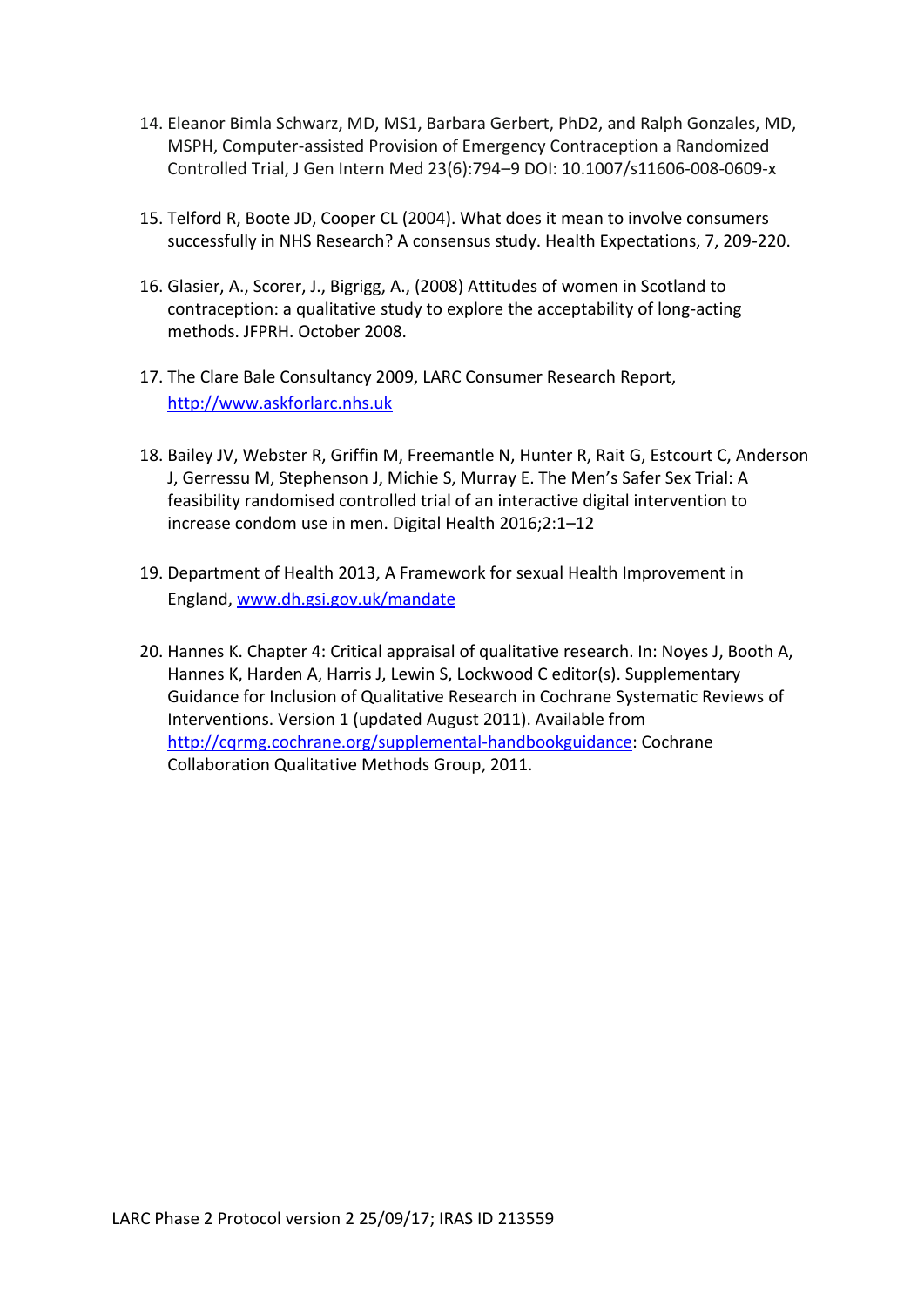14. Eleanor Bimla Schwarz, MD, MS1, Barbara Gerbert, PhD2, and Ralph Gonzales, MD, MSPH, Computer-assisted Provision of Emergency Contraception a Randomized Controlled Trial, J Gen Intern Med 23(6):794–9 DOI: 10.1007/s11606-008-0609-x

15. Telford R, Boote JD, Cooper CL (2004). What does it mean to involve consumers successfully in NHS Research? A consensus study. Health Expectations, 7, 209-220.

16. Glasier, A., Scorer, J., Bigrigg, A., (2008) Attitudes of women in Scotland to contraception: a qualitative study to explore the acceptability of long-acting methods. JFPRH. October 2008.

17. The Clare Bale Consultancy 2009, LARC Consumer Research Report, http://www.askforlarc.nhs.uk

18. Bailey JV, Webster R, Griffin M, Freemantle N, Hunter R, Rait G, Estcourt C, Anderson J, Gerressu M, Stephenson J, Michie S, Murray E. The Men's Safer Sex Trial: A feasibility randomised controlled trial of an interactive digital intervention to increase condom use in men. Digital Health 2016;2:1–12

19. Department of Health 2013, A Framework for sexual Health Improvement in England, www.dh.gsi.gov.uk/mandate

20. Hannes K. Chapter 4: Critical appraisal of qualitative research. In: Noyes J, Booth A, Hannes K, Harden A, Harris J, Lewin S, Lockwood C editor(s). Supplementary Guidance for Inclusion of Qualitative Research in Cochrane Systematic Reviews of Interventions. Version 1 (updated August 2011). Available from http://cqrmg.cochrane.org/supplemental-handbookguidance: Cochrane Collaboration Qualitative Methods Group, 2011.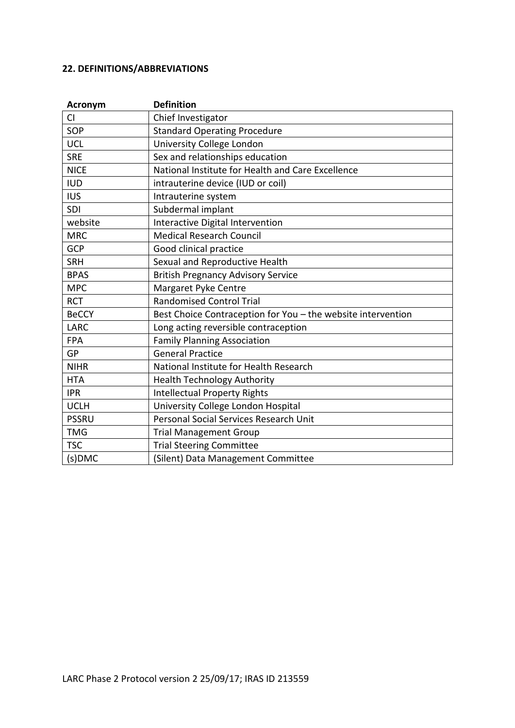## 22. DEFINITIONS/ABBREVIATIONS

| Acronym | Definition |
|---|---|
| CI | Chief Investigator |
| SOP | Standard Operating Procedure |
| UCL | University College London |
| SRE | Sex and relationships education |
| NICE | National Institute for Health and Care Excellence |
| IUD | intrauterine device (IUD or coil) |
| IUS | Intrauterine system |
| SDI | Subdermal implant |
| website | Interactive Digital Intervention |
| MRC | Medical Research Council |
| GCP | Good clinical practice |
| SRH | Sexual and Reproductive Health |
| BPAS | British Pregnancy Advisory Service |
| MPC | Margaret Pyke Centre |
| RCT | Randomised Control Trial |
| BeCCY | Best Choice Contraception for You – the website intervention |
| LARC | Long acting reversible contraception |
| FPA | Family Planning Association |
| GP | General Practice |
| NIHR | National Institute for Health Research |
| HTA | Health Technology Authority |
| IPR | Intellectual Property Rights |
| UCLH | University College London Hospital |
| PSSRU | Personal Social Services Research Unit |
| TMG | Trial Management Group |
| TSC | Trial Steering Committee |
| (s)DMC | (Silent) Data Management Committee |

LARC Phase 2 Protocol version 2 25/09/17; IRAS ID 213559